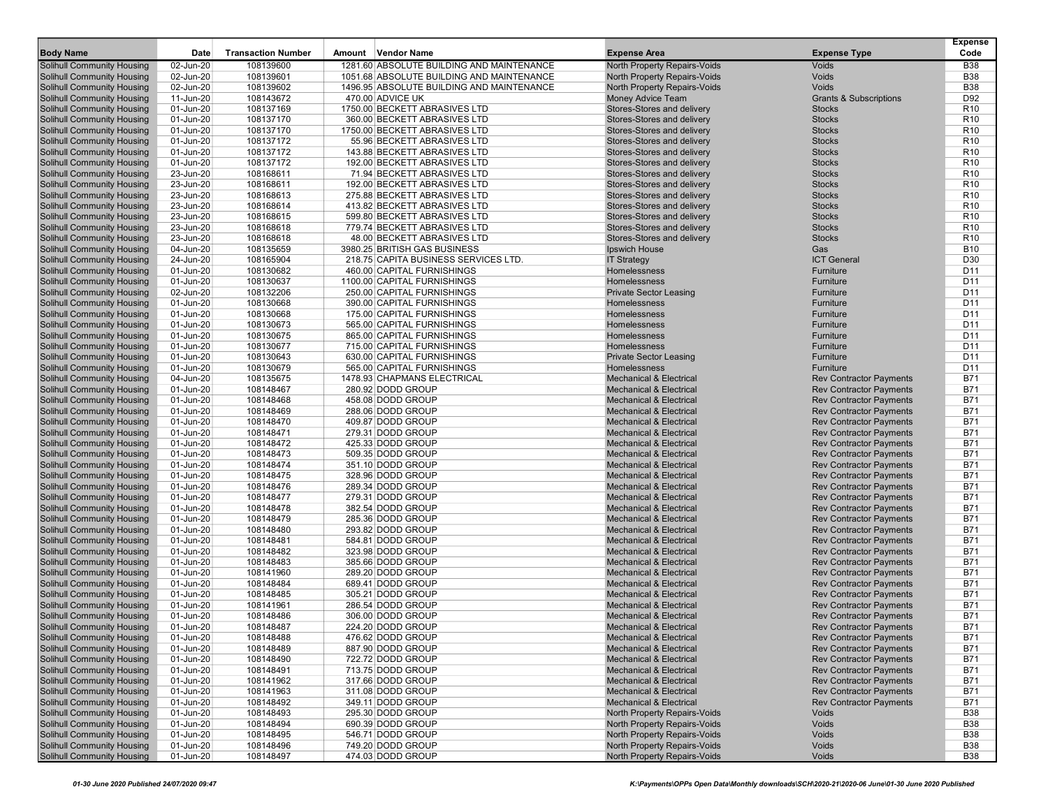| Body Name | Date | Transaction Number | Amount | Vendor Name | Expense Area | Expense Type | Expense Code |
|---|---|---|---|---|---|---|---|
| Solihull Community Housing | 02-Jun-20 | 108139600 | 1281.60 | ABSOLUTE BUILDING AND MAINTENANCE | North Property Repairs-Voids | Voids | B38 |
| Solihull Community Housing | 02-Jun-20 | 108139601 | 1051.68 | ABSOLUTE BUILDING AND MAINTENANCE | North Property Repairs-Voids | Voids | B38 |
| Solihull Community Housing | 02-Jun-20 | 108139602 | 1496.95 | ABSOLUTE BUILDING AND MAINTENANCE | North Property Repairs-Voids | Voids | B38 |
| Solihull Community Housing | 11-Jun-20 | 108143672 | 470.00 | ADVICE UK | Money Advice Team | Grants & Subscriptions | D92 |
| Solihull Community Housing | 01-Jun-20 | 108137169 | 1750.00 | BECKETT ABRASIVES LTD | Stores-Stores and delivery | Stocks | R10 |
| Solihull Community Housing | 01-Jun-20 | 108137170 | 360.00 | BECKETT ABRASIVES LTD | Stores-Stores and delivery | Stocks | R10 |
| Solihull Community Housing | 01-Jun-20 | 108137170 | 1750.00 | BECKETT ABRASIVES LTD | Stores-Stores and delivery | Stocks | R10 |
| Solihull Community Housing | 01-Jun-20 | 108137172 | 55.96 | BECKETT ABRASIVES LTD | Stores-Stores and delivery | Stocks | R10 |
| Solihull Community Housing | 01-Jun-20 | 108137172 | 143.88 | BECKETT ABRASIVES LTD | Stores-Stores and delivery | Stocks | R10 |
| Solihull Community Housing | 01-Jun-20 | 108137172 | 192.00 | BECKETT ABRASIVES LTD | Stores-Stores and delivery | Stocks | R10 |
| Solihull Community Housing | 23-Jun-20 | 108168611 | 71.94 | BECKETT ABRASIVES LTD | Stores-Stores and delivery | Stocks | R10 |
| Solihull Community Housing | 23-Jun-20 | 108168611 | 192.00 | BECKETT ABRASIVES LTD | Stores-Stores and delivery | Stocks | R10 |
| Solihull Community Housing | 23-Jun-20 | 108168613 | 275.88 | BECKETT ABRASIVES LTD | Stores-Stores and delivery | Stocks | R10 |
| Solihull Community Housing | 23-Jun-20 | 108168614 | 413.82 | BECKETT ABRASIVES LTD | Stores-Stores and delivery | Stocks | R10 |
| Solihull Community Housing | 23-Jun-20 | 108168615 | 599.80 | BECKETT ABRASIVES LTD | Stores-Stores and delivery | Stocks | R10 |
| Solihull Community Housing | 23-Jun-20 | 108168618 | 779.74 | BECKETT ABRASIVES LTD | Stores-Stores and delivery | Stocks | R10 |
| Solihull Community Housing | 23-Jun-20 | 108168618 | 48.00 | BECKETT ABRASIVES LTD | Stores-Stores and delivery | Stocks | R10 |
| Solihull Community Housing | 04-Jun-20 | 108135659 | 3980.25 | BRITISH GAS BUSINESS | Ipswich House | Gas | B10 |
| Solihull Community Housing | 24-Jun-20 | 108165904 | 218.75 | CAPITA BUSINESS SERVICES LTD. | IT Strategy | ICT General | D30 |
| Solihull Community Housing | 01-Jun-20 | 108130682 | 460.00 | CAPITAL FURNISHINGS | Homelessness | Furniture | D11 |
| Solihull Community Housing | 01-Jun-20 | 108130637 | 1100.00 | CAPITAL FURNISHINGS | Homelessness | Furniture | D11 |
| Solihull Community Housing | 02-Jun-20 | 108132206 | 250.00 | CAPITAL FURNISHINGS | Private Sector Leasing | Furniture | D11 |
| Solihull Community Housing | 01-Jun-20 | 108130668 | 390.00 | CAPITAL FURNISHINGS | Homelessness | Furniture | D11 |
| Solihull Community Housing | 01-Jun-20 | 108130668 | 175.00 | CAPITAL FURNISHINGS | Homelessness | Furniture | D11 |
| Solihull Community Housing | 01-Jun-20 | 108130673 | 565.00 | CAPITAL FURNISHINGS | Homelessness | Furniture | D11 |
| Solihull Community Housing | 01-Jun-20 | 108130675 | 865.00 | CAPITAL FURNISHINGS | Homelessness | Furniture | D11 |
| Solihull Community Housing | 01-Jun-20 | 108130677 | 715.00 | CAPITAL FURNISHINGS | Homelessness | Furniture | D11 |
| Solihull Community Housing | 01-Jun-20 | 108130643 | 630.00 | CAPITAL FURNISHINGS | Private Sector Leasing | Furniture | D11 |
| Solihull Community Housing | 01-Jun-20 | 108130679 | 565.00 | CAPITAL FURNISHINGS | Homelessness | Furniture | D11 |
| Solihull Community Housing | 04-Jun-20 | 108135675 | 1478.93 | CHAPMANS ELECTRICAL | Mechanical & Electrical | Rev Contractor Payments | B71 |
| Solihull Community Housing | 01-Jun-20 | 108148467 | 280.92 | DODD GROUP | Mechanical & Electrical | Rev Contractor Payments | B71 |
| Solihull Community Housing | 01-Jun-20 | 108148468 | 458.08 | DODD GROUP | Mechanical & Electrical | Rev Contractor Payments | B71 |
| Solihull Community Housing | 01-Jun-20 | 108148469 | 288.06 | DODD GROUP | Mechanical & Electrical | Rev Contractor Payments | B71 |
| Solihull Community Housing | 01-Jun-20 | 108148470 | 409.87 | DODD GROUP | Mechanical & Electrical | Rev Contractor Payments | B71 |
| Solihull Community Housing | 01-Jun-20 | 108148471 | 279.31 | DODD GROUP | Mechanical & Electrical | Rev Contractor Payments | B71 |
| Solihull Community Housing | 01-Jun-20 | 108148472 | 425.33 | DODD GROUP | Mechanical & Electrical | Rev Contractor Payments | B71 |
| Solihull Community Housing | 01-Jun-20 | 108148473 | 509.35 | DODD GROUP | Mechanical & Electrical | Rev Contractor Payments | B71 |
| Solihull Community Housing | 01-Jun-20 | 108148474 | 351.10 | DODD GROUP | Mechanical & Electrical | Rev Contractor Payments | B71 |
| Solihull Community Housing | 01-Jun-20 | 108148475 | 328.96 | DODD GROUP | Mechanical & Electrical | Rev Contractor Payments | B71 |
| Solihull Community Housing | 01-Jun-20 | 108148476 | 289.34 | DODD GROUP | Mechanical & Electrical | Rev Contractor Payments | B71 |
| Solihull Community Housing | 01-Jun-20 | 108148477 | 279.31 | DODD GROUP | Mechanical & Electrical | Rev Contractor Payments | B71 |
| Solihull Community Housing | 01-Jun-20 | 108148478 | 382.54 | DODD GROUP | Mechanical & Electrical | Rev Contractor Payments | B71 |
| Solihull Community Housing | 01-Jun-20 | 108148479 | 285.36 | DODD GROUP | Mechanical & Electrical | Rev Contractor Payments | B71 |
| Solihull Community Housing | 01-Jun-20 | 108148480 | 293.82 | DODD GROUP | Mechanical & Electrical | Rev Contractor Payments | B71 |
| Solihull Community Housing | 01-Jun-20 | 108148481 | 584.81 | DODD GROUP | Mechanical & Electrical | Rev Contractor Payments | B71 |
| Solihull Community Housing | 01-Jun-20 | 108148482 | 323.98 | DODD GROUP | Mechanical & Electrical | Rev Contractor Payments | B71 |
| Solihull Community Housing | 01-Jun-20 | 108148483 | 385.66 | DODD GROUP | Mechanical & Electrical | Rev Contractor Payments | B71 |
| Solihull Community Housing | 01-Jun-20 | 108141960 | 289.20 | DODD GROUP | Mechanical & Electrical | Rev Contractor Payments | B71 |
| Solihull Community Housing | 01-Jun-20 | 108148484 | 689.41 | DODD GROUP | Mechanical & Electrical | Rev Contractor Payments | B71 |
| Solihull Community Housing | 01-Jun-20 | 108148485 | 305.21 | DODD GROUP | Mechanical & Electrical | Rev Contractor Payments | B71 |
| Solihull Community Housing | 01-Jun-20 | 108141961 | 286.54 | DODD GROUP | Mechanical & Electrical | Rev Contractor Payments | B71 |
| Solihull Community Housing | 01-Jun-20 | 108148486 | 306.00 | DODD GROUP | Mechanical & Electrical | Rev Contractor Payments | B71 |
| Solihull Community Housing | 01-Jun-20 | 108148487 | 224.20 | DODD GROUP | Mechanical & Electrical | Rev Contractor Payments | B71 |
| Solihull Community Housing | 01-Jun-20 | 108148488 | 476.62 | DODD GROUP | Mechanical & Electrical | Rev Contractor Payments | B71 |
| Solihull Community Housing | 01-Jun-20 | 108148489 | 887.90 | DODD GROUP | Mechanical & Electrical | Rev Contractor Payments | B71 |
| Solihull Community Housing | 01-Jun-20 | 108148490 | 722.72 | DODD GROUP | Mechanical & Electrical | Rev Contractor Payments | B71 |
| Solihull Community Housing | 01-Jun-20 | 108148491 | 713.75 | DODD GROUP | Mechanical & Electrical | Rev Contractor Payments | B71 |
| Solihull Community Housing | 01-Jun-20 | 108141962 | 317.66 | DODD GROUP | Mechanical & Electrical | Rev Contractor Payments | B71 |
| Solihull Community Housing | 01-Jun-20 | 108141963 | 311.08 | DODD GROUP | Mechanical & Electrical | Rev Contractor Payments | B71 |
| Solihull Community Housing | 01-Jun-20 | 108148492 | 349.11 | DODD GROUP | Mechanical & Electrical | Rev Contractor Payments | B71 |
| Solihull Community Housing | 01-Jun-20 | 108148493 | 295.30 | DODD GROUP | North Property Repairs-Voids | Voids | B38 |
| Solihull Community Housing | 01-Jun-20 | 108148494 | 690.39 | DODD GROUP | North Property Repairs-Voids | Voids | B38 |
| Solihull Community Housing | 01-Jun-20 | 108148495 | 546.71 | DODD GROUP | North Property Repairs-Voids | Voids | B38 |
| Solihull Community Housing | 01-Jun-20 | 108148496 | 749.20 | DODD GROUP | North Property Repairs-Voids | Voids | B38 |
| Solihull Community Housing | 01-Jun-20 | 108148497 | 474.03 | DODD GROUP | North Property Repairs-Voids | Voids | B38 |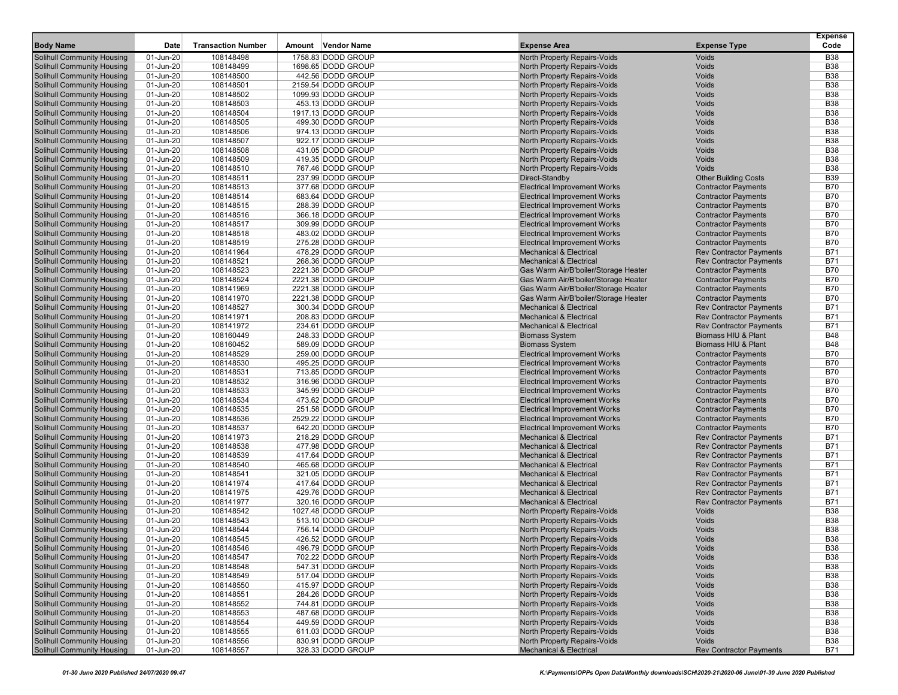| Body Name | Date | Transaction Number | Amount | Vendor Name | Expense Area | Expense Type | Expense Code |
|---|---|---|---|---|---|---|---|
| Solihull Community Housing | 01-Jun-20 | 108148498 | 1758.83 | DODD GROUP | North Property Repairs-Voids | Voids | B38 |
| Solihull Community Housing | 01-Jun-20 | 108148499 | 1698.65 | DODD GROUP | North Property Repairs-Voids | Voids | B38 |
| Solihull Community Housing | 01-Jun-20 | 108148500 | 442.56 | DODD GROUP | North Property Repairs-Voids | Voids | B38 |
| Solihull Community Housing | 01-Jun-20 | 108148501 | 2159.54 | DODD GROUP | North Property Repairs-Voids | Voids | B38 |
| Solihull Community Housing | 01-Jun-20 | 108148502 | 1099.93 | DODD GROUP | North Property Repairs-Voids | Voids | B38 |
| Solihull Community Housing | 01-Jun-20 | 108148503 | 453.13 | DODD GROUP | North Property Repairs-Voids | Voids | B38 |
| Solihull Community Housing | 01-Jun-20 | 108148504 | 1917.13 | DODD GROUP | North Property Repairs-Voids | Voids | B38 |
| Solihull Community Housing | 01-Jun-20 | 108148505 | 499.30 | DODD GROUP | North Property Repairs-Voids | Voids | B38 |
| Solihull Community Housing | 01-Jun-20 | 108148506 | 974.13 | DODD GROUP | North Property Repairs-Voids | Voids | B38 |
| Solihull Community Housing | 01-Jun-20 | 108148507 | 922.17 | DODD GROUP | North Property Repairs-Voids | Voids | B38 |
| Solihull Community Housing | 01-Jun-20 | 108148508 | 431.05 | DODD GROUP | North Property Repairs-Voids | Voids | B38 |
| Solihull Community Housing | 01-Jun-20 | 108148509 | 419.35 | DODD GROUP | North Property Repairs-Voids | Voids | B38 |
| Solihull Community Housing | 01-Jun-20 | 108148510 | 767.46 | DODD GROUP | North Property Repairs-Voids | Voids | B38 |
| Solihull Community Housing | 01-Jun-20 | 108148511 | 237.99 | DODD GROUP | Direct-Standby | Other Building Costs | B39 |
| Solihull Community Housing | 01-Jun-20 | 108148513 | 377.68 | DODD GROUP | Electrical Improvement Works | Contractor Payments | B70 |
| Solihull Community Housing | 01-Jun-20 | 108148514 | 683.64 | DODD GROUP | Electrical Improvement Works | Contractor Payments | B70 |
| Solihull Community Housing | 01-Jun-20 | 108148515 | 288.39 | DODD GROUP | Electrical Improvement Works | Contractor Payments | B70 |
| Solihull Community Housing | 01-Jun-20 | 108148516 | 366.18 | DODD GROUP | Electrical Improvement Works | Contractor Payments | B70 |
| Solihull Community Housing | 01-Jun-20 | 108148517 | 309.99 | DODD GROUP | Electrical Improvement Works | Contractor Payments | B70 |
| Solihull Community Housing | 01-Jun-20 | 108148518 | 483.02 | DODD GROUP | Electrical Improvement Works | Contractor Payments | B70 |
| Solihull Community Housing | 01-Jun-20 | 108148519 | 275.28 | DODD GROUP | Electrical Improvement Works | Contractor Payments | B70 |
| Solihull Community Housing | 01-Jun-20 | 108141964 | 478.29 | DODD GROUP | Mechanical & Electrical | Rev Contractor Payments | B71 |
| Solihull Community Housing | 01-Jun-20 | 108148521 | 268.36 | DODD GROUP | Mechanical & Electrical | Rev Contractor Payments | B71 |
| Solihull Community Housing | 01-Jun-20 | 108148523 | 2221.38 | DODD GROUP | Gas Warm Air/B'boiler/Storage Heater | Contractor Payments | B70 |
| Solihull Community Housing | 01-Jun-20 | 108148524 | 2221.38 | DODD GROUP | Gas Warm Air/B'boiler/Storage Heater | Contractor Payments | B70 |
| Solihull Community Housing | 01-Jun-20 | 108141969 | 2221.38 | DODD GROUP | Gas Warm Air/B'boiler/Storage Heater | Contractor Payments | B70 |
| Solihull Community Housing | 01-Jun-20 | 108141970 | 2221.38 | DODD GROUP | Gas Warm Air/B'boiler/Storage Heater | Contractor Payments | B70 |
| Solihull Community Housing | 01-Jun-20 | 108148527 | 300.34 | DODD GROUP | Mechanical & Electrical | Rev Contractor Payments | B71 |
| Solihull Community Housing | 01-Jun-20 | 108141971 | 208.83 | DODD GROUP | Mechanical & Electrical | Rev Contractor Payments | B71 |
| Solihull Community Housing | 01-Jun-20 | 108141972 | 234.61 | DODD GROUP | Mechanical & Electrical | Rev Contractor Payments | B71 |
| Solihull Community Housing | 01-Jun-20 | 108160449 | 248.33 | DODD GROUP | Biomass System | Biomass HIU & Plant | B48 |
| Solihull Community Housing | 01-Jun-20 | 108160452 | 589.09 | DODD GROUP | Biomass System | Biomass HIU & Plant | B48 |
| Solihull Community Housing | 01-Jun-20 | 108148529 | 259.00 | DODD GROUP | Electrical Improvement Works | Contractor Payments | B70 |
| Solihull Community Housing | 01-Jun-20 | 108148530 | 495.25 | DODD GROUP | Electrical Improvement Works | Contractor Payments | B70 |
| Solihull Community Housing | 01-Jun-20 | 108148531 | 713.85 | DODD GROUP | Electrical Improvement Works | Contractor Payments | B70 |
| Solihull Community Housing | 01-Jun-20 | 108148532 | 316.96 | DODD GROUP | Electrical Improvement Works | Contractor Payments | B70 |
| Solihull Community Housing | 01-Jun-20 | 108148533 | 345.99 | DODD GROUP | Electrical Improvement Works | Contractor Payments | B70 |
| Solihull Community Housing | 01-Jun-20 | 108148534 | 473.62 | DODD GROUP | Electrical Improvement Works | Contractor Payments | B70 |
| Solihull Community Housing | 01-Jun-20 | 108148535 | 251.58 | DODD GROUP | Electrical Improvement Works | Contractor Payments | B70 |
| Solihull Community Housing | 01-Jun-20 | 108148536 | 2529.22 | DODD GROUP | Electrical Improvement Works | Contractor Payments | B70 |
| Solihull Community Housing | 01-Jun-20 | 108148537 | 642.20 | DODD GROUP | Electrical Improvement Works | Contractor Payments | B70 |
| Solihull Community Housing | 01-Jun-20 | 108141973 | 218.29 | DODD GROUP | Mechanical & Electrical | Rev Contractor Payments | B71 |
| Solihull Community Housing | 01-Jun-20 | 108148538 | 477.98 | DODD GROUP | Mechanical & Electrical | Rev Contractor Payments | B71 |
| Solihull Community Housing | 01-Jun-20 | 108148539 | 417.64 | DODD GROUP | Mechanical & Electrical | Rev Contractor Payments | B71 |
| Solihull Community Housing | 01-Jun-20 | 108148540 | 465.68 | DODD GROUP | Mechanical & Electrical | Rev Contractor Payments | B71 |
| Solihull Community Housing | 01-Jun-20 | 108148541 | 321.05 | DODD GROUP | Mechanical & Electrical | Rev Contractor Payments | B71 |
| Solihull Community Housing | 01-Jun-20 | 108141974 | 417.64 | DODD GROUP | Mechanical & Electrical | Rev Contractor Payments | B71 |
| Solihull Community Housing | 01-Jun-20 | 108141975 | 429.76 | DODD GROUP | Mechanical & Electrical | Rev Contractor Payments | B71 |
| Solihull Community Housing | 01-Jun-20 | 108141977 | 320.16 | DODD GROUP | Mechanical & Electrical | Rev Contractor Payments | B71 |
| Solihull Community Housing | 01-Jun-20 | 108148542 | 1027.48 | DODD GROUP | North Property Repairs-Voids | Voids | B38 |
| Solihull Community Housing | 01-Jun-20 | 108148543 | 513.10 | DODD GROUP | North Property Repairs-Voids | Voids | B38 |
| Solihull Community Housing | 01-Jun-20 | 108148544 | 756.14 | DODD GROUP | North Property Repairs-Voids | Voids | B38 |
| Solihull Community Housing | 01-Jun-20 | 108148545 | 426.52 | DODD GROUP | North Property Repairs-Voids | Voids | B38 |
| Solihull Community Housing | 01-Jun-20 | 108148546 | 496.79 | DODD GROUP | North Property Repairs-Voids | Voids | B38 |
| Solihull Community Housing | 01-Jun-20 | 108148547 | 702.22 | DODD GROUP | North Property Repairs-Voids | Voids | B38 |
| Solihull Community Housing | 01-Jun-20 | 108148548 | 547.31 | DODD GROUP | North Property Repairs-Voids | Voids | B38 |
| Solihull Community Housing | 01-Jun-20 | 108148549 | 517.04 | DODD GROUP | North Property Repairs-Voids | Voids | B38 |
| Solihull Community Housing | 01-Jun-20 | 108148550 | 415.97 | DODD GROUP | North Property Repairs-Voids | Voids | B38 |
| Solihull Community Housing | 01-Jun-20 | 108148551 | 284.26 | DODD GROUP | North Property Repairs-Voids | Voids | B38 |
| Solihull Community Housing | 01-Jun-20 | 108148552 | 744.81 | DODD GROUP | North Property Repairs-Voids | Voids | B38 |
| Solihull Community Housing | 01-Jun-20 | 108148553 | 487.68 | DODD GROUP | North Property Repairs-Voids | Voids | B38 |
| Solihull Community Housing | 01-Jun-20 | 108148554 | 449.59 | DODD GROUP | North Property Repairs-Voids | Voids | B38 |
| Solihull Community Housing | 01-Jun-20 | 108148555 | 611.03 | DODD GROUP | North Property Repairs-Voids | Voids | B38 |
| Solihull Community Housing | 01-Jun-20 | 108148556 | 830.91 | DODD GROUP | North Property Repairs-Voids | Voids | B38 |
| Solihull Community Housing | 01-Jun-20 | 108148557 | 328.33 | DODD GROUP | Mechanical & Electrical | Rev Contractor Payments | B71 |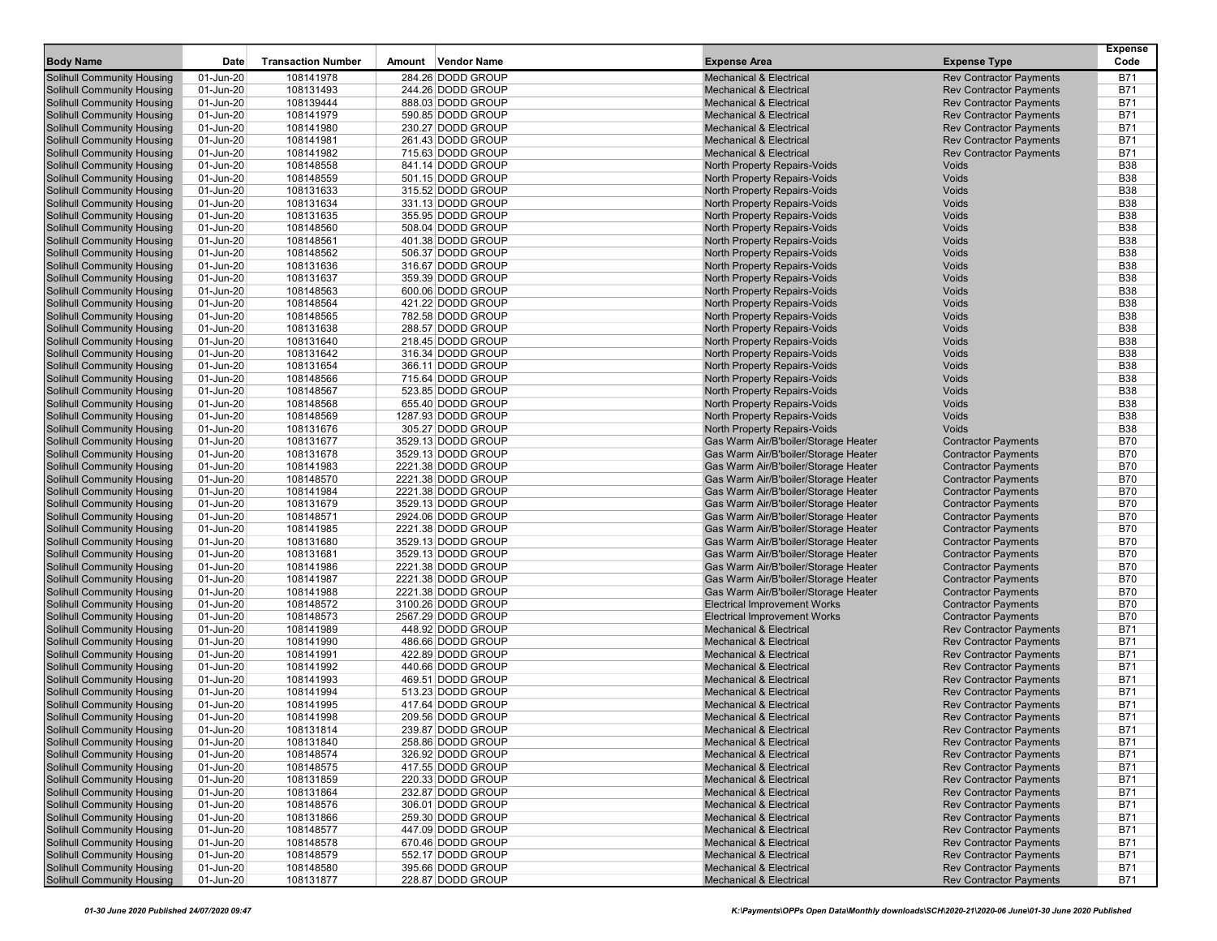| Body Name | Date | Transaction Number | Amount | Vendor Name | Expense Area | Expense Type | Expense Code |
|---|---|---|---|---|---|---|---|
| Solihull Community Housing | 01-Jun-20 | 108141978 | 284.26 | DODD GROUP | Mechanical & Electrical | Rev Contractor Payments | B71 |
| Solihull Community Housing | 01-Jun-20 | 108131493 | 244.26 | DODD GROUP | Mechanical & Electrical | Rev Contractor Payments | B71 |
| Solihull Community Housing | 01-Jun-20 | 108139444 | 888.03 | DODD GROUP | Mechanical & Electrical | Rev Contractor Payments | B71 |
| Solihull Community Housing | 01-Jun-20 | 108141979 | 590.85 | DODD GROUP | Mechanical & Electrical | Rev Contractor Payments | B71 |
| Solihull Community Housing | 01-Jun-20 | 108141980 | 230.27 | DODD GROUP | Mechanical & Electrical | Rev Contractor Payments | B71 |
| Solihull Community Housing | 01-Jun-20 | 108141981 | 261.43 | DODD GROUP | Mechanical & Electrical | Rev Contractor Payments | B71 |
| Solihull Community Housing | 01-Jun-20 | 108141982 | 715.63 | DODD GROUP | Mechanical & Electrical | Rev Contractor Payments | B71 |
| Solihull Community Housing | 01-Jun-20 | 108148558 | 841.14 | DODD GROUP | North Property Repairs-Voids | Voids | B38 |
| Solihull Community Housing | 01-Jun-20 | 108148559 | 501.15 | DODD GROUP | North Property Repairs-Voids | Voids | B38 |
| Solihull Community Housing | 01-Jun-20 | 108131633 | 315.52 | DODD GROUP | North Property Repairs-Voids | Voids | B38 |
| Solihull Community Housing | 01-Jun-20 | 108131634 | 331.13 | DODD GROUP | North Property Repairs-Voids | Voids | B38 |
| Solihull Community Housing | 01-Jun-20 | 108131635 | 355.95 | DODD GROUP | North Property Repairs-Voids | Voids | B38 |
| Solihull Community Housing | 01-Jun-20 | 108148560 | 508.04 | DODD GROUP | North Property Repairs-Voids | Voids | B38 |
| Solihull Community Housing | 01-Jun-20 | 108148561 | 401.38 | DODD GROUP | North Property Repairs-Voids | Voids | B38 |
| Solihull Community Housing | 01-Jun-20 | 108148562 | 506.37 | DODD GROUP | North Property Repairs-Voids | Voids | B38 |
| Solihull Community Housing | 01-Jun-20 | 108131636 | 316.67 | DODD GROUP | North Property Repairs-Voids | Voids | B38 |
| Solihull Community Housing | 01-Jun-20 | 108131637 | 359.39 | DODD GROUP | North Property Repairs-Voids | Voids | B38 |
| Solihull Community Housing | 01-Jun-20 | 108148563 | 600.06 | DODD GROUP | North Property Repairs-Voids | Voids | B38 |
| Solihull Community Housing | 01-Jun-20 | 108148564 | 421.22 | DODD GROUP | North Property Repairs-Voids | Voids | B38 |
| Solihull Community Housing | 01-Jun-20 | 108148565 | 782.58 | DODD GROUP | North Property Repairs-Voids | Voids | B38 |
| Solihull Community Housing | 01-Jun-20 | 108131638 | 288.57 | DODD GROUP | North Property Repairs-Voids | Voids | B38 |
| Solihull Community Housing | 01-Jun-20 | 108131640 | 218.45 | DODD GROUP | North Property Repairs-Voids | Voids | B38 |
| Solihull Community Housing | 01-Jun-20 | 108131642 | 316.34 | DODD GROUP | North Property Repairs-Voids | Voids | B38 |
| Solihull Community Housing | 01-Jun-20 | 108131654 | 366.11 | DODD GROUP | North Property Repairs-Voids | Voids | B38 |
| Solihull Community Housing | 01-Jun-20 | 108148566 | 715.64 | DODD GROUP | North Property Repairs-Voids | Voids | B38 |
| Solihull Community Housing | 01-Jun-20 | 108148567 | 523.85 | DODD GROUP | North Property Repairs-Voids | Voids | B38 |
| Solihull Community Housing | 01-Jun-20 | 108148568 | 655.40 | DODD GROUP | North Property Repairs-Voids | Voids | B38 |
| Solihull Community Housing | 01-Jun-20 | 108148569 | 1287.93 | DODD GROUP | North Property Repairs-Voids | Voids | B38 |
| Solihull Community Housing | 01-Jun-20 | 108131676 | 305.27 | DODD GROUP | North Property Repairs-Voids | Voids | B38 |
| Solihull Community Housing | 01-Jun-20 | 108131677 | 3529.13 | DODD GROUP | Gas Warm Air/B'boiler/Storage Heater | Contractor Payments | B70 |
| Solihull Community Housing | 01-Jun-20 | 108131678 | 3529.13 | DODD GROUP | Gas Warm Air/B'boiler/Storage Heater | Contractor Payments | B70 |
| Solihull Community Housing | 01-Jun-20 | 108141983 | 2221.38 | DODD GROUP | Gas Warm Air/B'boiler/Storage Heater | Contractor Payments | B70 |
| Solihull Community Housing | 01-Jun-20 | 108148570 | 2221.38 | DODD GROUP | Gas Warm Air/B'boiler/Storage Heater | Contractor Payments | B70 |
| Solihull Community Housing | 01-Jun-20 | 108141984 | 2221.38 | DODD GROUP | Gas Warm Air/B'boiler/Storage Heater | Contractor Payments | B70 |
| Solihull Community Housing | 01-Jun-20 | 108131679 | 3529.13 | DODD GROUP | Gas Warm Air/B'boiler/Storage Heater | Contractor Payments | B70 |
| Solihull Community Housing | 01-Jun-20 | 108148571 | 2924.06 | DODD GROUP | Gas Warm Air/B'boiler/Storage Heater | Contractor Payments | B70 |
| Solihull Community Housing | 01-Jun-20 | 108141985 | 2221.38 | DODD GROUP | Gas Warm Air/B'boiler/Storage Heater | Contractor Payments | B70 |
| Solihull Community Housing | 01-Jun-20 | 108131680 | 3529.13 | DODD GROUP | Gas Warm Air/B'boiler/Storage Heater | Contractor Payments | B70 |
| Solihull Community Housing | 01-Jun-20 | 108131681 | 3529.13 | DODD GROUP | Gas Warm Air/B'boiler/Storage Heater | Contractor Payments | B70 |
| Solihull Community Housing | 01-Jun-20 | 108141986 | 2221.38 | DODD GROUP | Gas Warm Air/B'boiler/Storage Heater | Contractor Payments | B70 |
| Solihull Community Housing | 01-Jun-20 | 108141987 | 2221.38 | DODD GROUP | Gas Warm Air/B'boiler/Storage Heater | Contractor Payments | B70 |
| Solihull Community Housing | 01-Jun-20 | 108141988 | 2221.38 | DODD GROUP | Gas Warm Air/B'boiler/Storage Heater | Contractor Payments | B70 |
| Solihull Community Housing | 01-Jun-20 | 108148572 | 3100.26 | DODD GROUP | Electrical Improvement Works | Contractor Payments | B70 |
| Solihull Community Housing | 01-Jun-20 | 108148573 | 2567.29 | DODD GROUP | Electrical Improvement Works | Contractor Payments | B70 |
| Solihull Community Housing | 01-Jun-20 | 108141989 | 448.92 | DODD GROUP | Mechanical & Electrical | Rev Contractor Payments | B71 |
| Solihull Community Housing | 01-Jun-20 | 108141990 | 486.66 | DODD GROUP | Mechanical & Electrical | Rev Contractor Payments | B71 |
| Solihull Community Housing | 01-Jun-20 | 108141991 | 422.89 | DODD GROUP | Mechanical & Electrical | Rev Contractor Payments | B71 |
| Solihull Community Housing | 01-Jun-20 | 108141992 | 440.66 | DODD GROUP | Mechanical & Electrical | Rev Contractor Payments | B71 |
| Solihull Community Housing | 01-Jun-20 | 108141993 | 469.51 | DODD GROUP | Mechanical & Electrical | Rev Contractor Payments | B71 |
| Solihull Community Housing | 01-Jun-20 | 108141994 | 513.23 | DODD GROUP | Mechanical & Electrical | Rev Contractor Payments | B71 |
| Solihull Community Housing | 01-Jun-20 | 108141995 | 417.64 | DODD GROUP | Mechanical & Electrical | Rev Contractor Payments | B71 |
| Solihull Community Housing | 01-Jun-20 | 108141998 | 209.56 | DODD GROUP | Mechanical & Electrical | Rev Contractor Payments | B71 |
| Solihull Community Housing | 01-Jun-20 | 108131814 | 239.87 | DODD GROUP | Mechanical & Electrical | Rev Contractor Payments | B71 |
| Solihull Community Housing | 01-Jun-20 | 108131840 | 258.86 | DODD GROUP | Mechanical & Electrical | Rev Contractor Payments | B71 |
| Solihull Community Housing | 01-Jun-20 | 108148574 | 326.92 | DODD GROUP | Mechanical & Electrical | Rev Contractor Payments | B71 |
| Solihull Community Housing | 01-Jun-20 | 108148575 | 417.55 | DODD GROUP | Mechanical & Electrical | Rev Contractor Payments | B71 |
| Solihull Community Housing | 01-Jun-20 | 108131859 | 220.33 | DODD GROUP | Mechanical & Electrical | Rev Contractor Payments | B71 |
| Solihull Community Housing | 01-Jun-20 | 108131864 | 232.87 | DODD GROUP | Mechanical & Electrical | Rev Contractor Payments | B71 |
| Solihull Community Housing | 01-Jun-20 | 108148576 | 306.01 | DODD GROUP | Mechanical & Electrical | Rev Contractor Payments | B71 |
| Solihull Community Housing | 01-Jun-20 | 108131866 | 259.30 | DODD GROUP | Mechanical & Electrical | Rev Contractor Payments | B71 |
| Solihull Community Housing | 01-Jun-20 | 108148577 | 447.09 | DODD GROUP | Mechanical & Electrical | Rev Contractor Payments | B71 |
| Solihull Community Housing | 01-Jun-20 | 108148578 | 670.46 | DODD GROUP | Mechanical & Electrical | Rev Contractor Payments | B71 |
| Solihull Community Housing | 01-Jun-20 | 108148579 | 552.17 | DODD GROUP | Mechanical & Electrical | Rev Contractor Payments | B71 |
| Solihull Community Housing | 01-Jun-20 | 108148580 | 395.66 | DODD GROUP | Mechanical & Electrical | Rev Contractor Payments | B71 |
| Solihull Community Housing | 01-Jun-20 | 108131877 | 228.87 | DODD GROUP | Mechanical & Electrical | Rev Contractor Payments | B71 |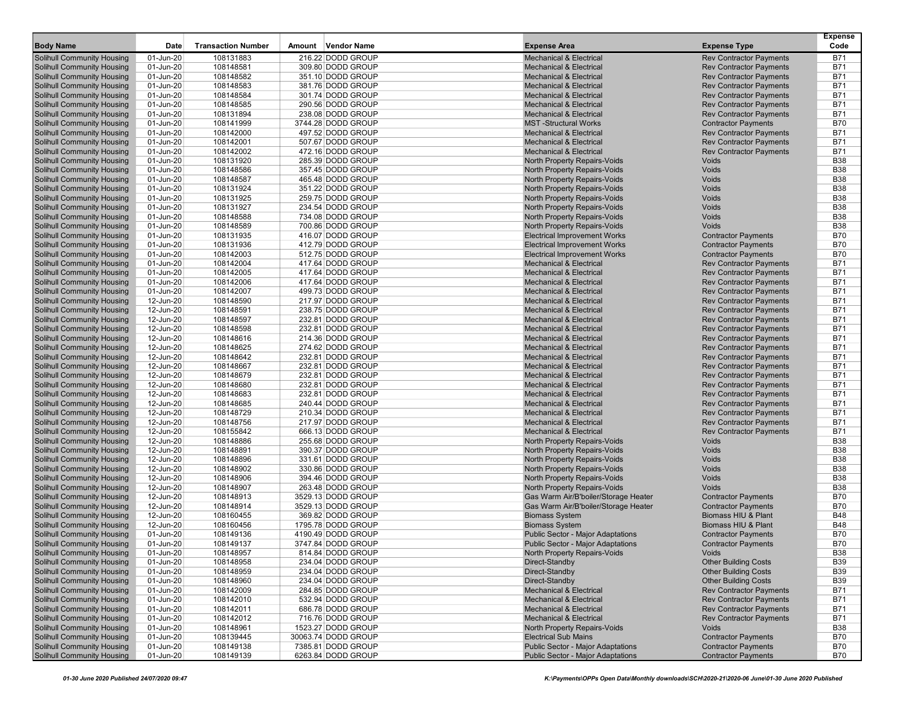| Body Name | Date | Transaction Number | Amount | Vendor Name | Expense Area | Expense Type | Expense Code |
|---|---|---|---|---|---|---|---|
| Solihull Community Housing | 01-Jun-20 | 108131883 | 216.22 | DODD GROUP | Mechanical & Electrical | Rev Contractor Payments | B71 |
| Solihull Community Housing | 01-Jun-20 | 108148581 | 309.80 | DODD GROUP | Mechanical & Electrical | Rev Contractor Payments | B71 |
| Solihull Community Housing | 01-Jun-20 | 108148582 | 351.10 | DODD GROUP | Mechanical & Electrical | Rev Contractor Payments | B71 |
| Solihull Community Housing | 01-Jun-20 | 108148583 | 381.76 | DODD GROUP | Mechanical & Electrical | Rev Contractor Payments | B71 |
| Solihull Community Housing | 01-Jun-20 | 108148584 | 301.74 | DODD GROUP | Mechanical & Electrical | Rev Contractor Payments | B71 |
| Solihull Community Housing | 01-Jun-20 | 108148585 | 290.56 | DODD GROUP | Mechanical & Electrical | Rev Contractor Payments | B71 |
| Solihull Community Housing | 01-Jun-20 | 108131894 | 238.08 | DODD GROUP | Mechanical & Electrical | Rev Contractor Payments | B71 |
| Solihull Community Housing | 01-Jun-20 | 108141999 | 3744.28 | DODD GROUP | MST -Structural Works | Contractor Payments | B70 |
| Solihull Community Housing | 01-Jun-20 | 108142000 | 497.52 | DODD GROUP | Mechanical & Electrical | Rev Contractor Payments | B71 |
| Solihull Community Housing | 01-Jun-20 | 108142001 | 507.67 | DODD GROUP | Mechanical & Electrical | Rev Contractor Payments | B71 |
| Solihull Community Housing | 01-Jun-20 | 108142002 | 472.16 | DODD GROUP | Mechanical & Electrical | Rev Contractor Payments | B71 |
| Solihull Community Housing | 01-Jun-20 | 108131920 | 285.39 | DODD GROUP | North Property Repairs-Voids | Voids | B38 |
| Solihull Community Housing | 01-Jun-20 | 108148586 | 357.45 | DODD GROUP | North Property Repairs-Voids | Voids | B38 |
| Solihull Community Housing | 01-Jun-20 | 108148587 | 465.48 | DODD GROUP | North Property Repairs-Voids | Voids | B38 |
| Solihull Community Housing | 01-Jun-20 | 108131924 | 351.22 | DODD GROUP | North Property Repairs-Voids | Voids | B38 |
| Solihull Community Housing | 01-Jun-20 | 108131925 | 259.75 | DODD GROUP | North Property Repairs-Voids | Voids | B38 |
| Solihull Community Housing | 01-Jun-20 | 108131927 | 234.54 | DODD GROUP | North Property Repairs-Voids | Voids | B38 |
| Solihull Community Housing | 01-Jun-20 | 108148588 | 734.08 | DODD GROUP | North Property Repairs-Voids | Voids | B38 |
| Solihull Community Housing | 01-Jun-20 | 108148589 | 700.86 | DODD GROUP | North Property Repairs-Voids | Voids | B38 |
| Solihull Community Housing | 01-Jun-20 | 108131935 | 416.07 | DODD GROUP | Electrical Improvement Works | Contractor Payments | B70 |
| Solihull Community Housing | 01-Jun-20 | 108131936 | 412.79 | DODD GROUP | Electrical Improvement Works | Contractor Payments | B70 |
| Solihull Community Housing | 01-Jun-20 | 108142003 | 512.75 | DODD GROUP | Electrical Improvement Works | Contractor Payments | B70 |
| Solihull Community Housing | 01-Jun-20 | 108142004 | 417.64 | DODD GROUP | Mechanical & Electrical | Rev Contractor Payments | B71 |
| Solihull Community Housing | 01-Jun-20 | 108142005 | 417.64 | DODD GROUP | Mechanical & Electrical | Rev Contractor Payments | B71 |
| Solihull Community Housing | 01-Jun-20 | 108142006 | 417.64 | DODD GROUP | Mechanical & Electrical | Rev Contractor Payments | B71 |
| Solihull Community Housing | 01-Jun-20 | 108142007 | 499.73 | DODD GROUP | Mechanical & Electrical | Rev Contractor Payments | B71 |
| Solihull Community Housing | 12-Jun-20 | 108148590 | 217.97 | DODD GROUP | Mechanical & Electrical | Rev Contractor Payments | B71 |
| Solihull Community Housing | 12-Jun-20 | 108148591 | 238.75 | DODD GROUP | Mechanical & Electrical | Rev Contractor Payments | B71 |
| Solihull Community Housing | 12-Jun-20 | 108148597 | 232.81 | DODD GROUP | Mechanical & Electrical | Rev Contractor Payments | B71 |
| Solihull Community Housing | 12-Jun-20 | 108148598 | 232.81 | DODD GROUP | Mechanical & Electrical | Rev Contractor Payments | B71 |
| Solihull Community Housing | 12-Jun-20 | 108148616 | 214.36 | DODD GROUP | Mechanical & Electrical | Rev Contractor Payments | B71 |
| Solihull Community Housing | 12-Jun-20 | 108148625 | 274.62 | DODD GROUP | Mechanical & Electrical | Rev Contractor Payments | B71 |
| Solihull Community Housing | 12-Jun-20 | 108148642 | 232.81 | DODD GROUP | Mechanical & Electrical | Rev Contractor Payments | B71 |
| Solihull Community Housing | 12-Jun-20 | 108148667 | 232.81 | DODD GROUP | Mechanical & Electrical | Rev Contractor Payments | B71 |
| Solihull Community Housing | 12-Jun-20 | 108148679 | 232.81 | DODD GROUP | Mechanical & Electrical | Rev Contractor Payments | B71 |
| Solihull Community Housing | 12-Jun-20 | 108148680 | 232.81 | DODD GROUP | Mechanical & Electrical | Rev Contractor Payments | B71 |
| Solihull Community Housing | 12-Jun-20 | 108148683 | 232.81 | DODD GROUP | Mechanical & Electrical | Rev Contractor Payments | B71 |
| Solihull Community Housing | 12-Jun-20 | 108148685 | 240.44 | DODD GROUP | Mechanical & Electrical | Rev Contractor Payments | B71 |
| Solihull Community Housing | 12-Jun-20 | 108148729 | 210.34 | DODD GROUP | Mechanical & Electrical | Rev Contractor Payments | B71 |
| Solihull Community Housing | 12-Jun-20 | 108148756 | 217.97 | DODD GROUP | Mechanical & Electrical | Rev Contractor Payments | B71 |
| Solihull Community Housing | 12-Jun-20 | 108155842 | 666.13 | DODD GROUP | Mechanical & Electrical | Rev Contractor Payments | B71 |
| Solihull Community Housing | 12-Jun-20 | 108148886 | 255.68 | DODD GROUP | North Property Repairs-Voids | Voids | B38 |
| Solihull Community Housing | 12-Jun-20 | 108148891 | 390.37 | DODD GROUP | North Property Repairs-Voids | Voids | B38 |
| Solihull Community Housing | 12-Jun-20 | 108148896 | 331.61 | DODD GROUP | North Property Repairs-Voids | Voids | B38 |
| Solihull Community Housing | 12-Jun-20 | 108148902 | 330.86 | DODD GROUP | North Property Repairs-Voids | Voids | B38 |
| Solihull Community Housing | 12-Jun-20 | 108148906 | 394.46 | DODD GROUP | North Property Repairs-Voids | Voids | B38 |
| Solihull Community Housing | 12-Jun-20 | 108148907 | 263.48 | DODD GROUP | North Property Repairs-Voids | Voids | B38 |
| Solihull Community Housing | 12-Jun-20 | 108148913 | 3529.13 | DODD GROUP | Gas Warm Air/B'boiler/Storage Heater | Contractor Payments | B70 |
| Solihull Community Housing | 12-Jun-20 | 108148914 | 3529.13 | DODD GROUP | Gas Warm Air/B'boiler/Storage Heater | Contractor Payments | B70 |
| Solihull Community Housing | 12-Jun-20 | 108160455 | 369.82 | DODD GROUP | Biomass System | Biomass HIU & Plant | B48 |
| Solihull Community Housing | 12-Jun-20 | 108160456 | 1795.78 | DODD GROUP | Biomass System | Biomass HIU & Plant | B48 |
| Solihull Community Housing | 01-Jun-20 | 108149136 | 4190.49 | DODD GROUP | Public Sector - Major Adaptations | Contractor Payments | B70 |
| Solihull Community Housing | 01-Jun-20 | 108149137 | 3747.84 | DODD GROUP | Public Sector - Major Adaptations | Contractor Payments | B70 |
| Solihull Community Housing | 01-Jun-20 | 108148957 | 814.84 | DODD GROUP | North Property Repairs-Voids | Voids | B38 |
| Solihull Community Housing | 01-Jun-20 | 108148958 | 234.04 | DODD GROUP | Direct-Standby | Other Building Costs | B39 |
| Solihull Community Housing | 01-Jun-20 | 108148959 | 234.04 | DODD GROUP | Direct-Standby | Other Building Costs | B39 |
| Solihull Community Housing | 01-Jun-20 | 108148960 | 234.04 | DODD GROUP | Direct-Standby | Other Building Costs | B39 |
| Solihull Community Housing | 01-Jun-20 | 108142009 | 284.85 | DODD GROUP | Mechanical & Electrical | Rev Contractor Payments | B71 |
| Solihull Community Housing | 01-Jun-20 | 108142010 | 532.94 | DODD GROUP | Mechanical & Electrical | Rev Contractor Payments | B71 |
| Solihull Community Housing | 01-Jun-20 | 108142011 | 686.78 | DODD GROUP | Mechanical & Electrical | Rev Contractor Payments | B71 |
| Solihull Community Housing | 01-Jun-20 | 108142012 | 716.76 | DODD GROUP | Mechanical & Electrical | Rev Contractor Payments | B71 |
| Solihull Community Housing | 01-Jun-20 | 108148961 | 1523.27 | DODD GROUP | North Property Repairs-Voids | Voids | B38 |
| Solihull Community Housing | 01-Jun-20 | 108139445 | 30063.74 | DODD GROUP | Electrical Sub Mains | Contractor Payments | B70 |
| Solihull Community Housing | 01-Jun-20 | 108149138 | 7385.81 | DODD GROUP | Public Sector - Major Adaptations | Contractor Payments | B70 |
| Solihull Community Housing | 01-Jun-20 | 108149139 | 6263.84 | DODD GROUP | Public Sector - Major Adaptations | Contractor Payments | B70 |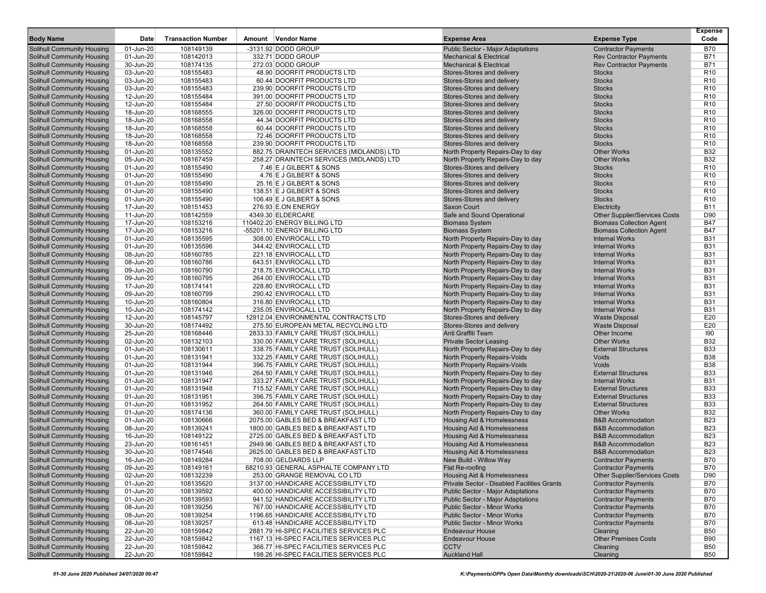| Body Name | Date | Transaction Number | Amount | Vendor Name | Expense Area | Expense Type | Expense Code |
|---|---|---|---|---|---|---|---|
| Solihull Community Housing | 01-Jun-20 | 108149139 | -3131.92 | DODD GROUP | Public Sector - Major Adaptations | Contractor Payments | B70 |
| Solihull Community Housing | 01-Jun-20 | 108142013 | 332.71 | DODD GROUP | Mechanical & Electrical | Rev Contractor Payments | B71 |
| Solihull Community Housing | 30-Jun-20 | 108174135 | 272.03 | DODD GROUP | Mechanical & Electrical | Rev Contractor Payments | B71 |
| Solihull Community Housing | 03-Jun-20 | 108155483 | 48.90 | DOORFIT PRODUCTS LTD | Stores-Stores and delivery | Stocks | R10 |
| Solihull Community Housing | 03-Jun-20 | 108155483 | 60.44 | DOORFIT PRODUCTS LTD | Stores-Stores and delivery | Stocks | R10 |
| Solihull Community Housing | 03-Jun-20 | 108155483 | 239.90 | DOORFIT PRODUCTS LTD | Stores-Stores and delivery | Stocks | R10 |
| Solihull Community Housing | 12-Jun-20 | 108155484 | 391.00 | DOORFIT PRODUCTS LTD | Stores-Stores and delivery | Stocks | R10 |
| Solihull Community Housing | 12-Jun-20 | 108155484 | 27.50 | DOORFIT PRODUCTS LTD | Stores-Stores and delivery | Stocks | R10 |
| Solihull Community Housing | 18-Jun-20 | 108168555 | 326.00 | DOORFIT PRODUCTS LTD | Stores-Stores and delivery | Stocks | R10 |
| Solihull Community Housing | 18-Jun-20 | 108168558 | 44.34 | DOORFIT PRODUCTS LTD | Stores-Stores and delivery | Stocks | R10 |
| Solihull Community Housing | 18-Jun-20 | 108168558 | 60.44 | DOORFIT PRODUCTS LTD | Stores-Stores and delivery | Stocks | R10 |
| Solihull Community Housing | 18-Jun-20 | 108168558 | 72.46 | DOORFIT PRODUCTS LTD | Stores-Stores and delivery | Stocks | R10 |
| Solihull Community Housing | 18-Jun-20 | 108168558 | 239.90 | DOORFIT PRODUCTS LTD | Stores-Stores and delivery | Stocks | R10 |
| Solihull Community Housing | 01-Jun-20 | 108135552 | 882.75 | DRAINTECH SERVICES (MIDLANDS) LTD | North Property Repairs-Day to day | Other Works | B32 |
| Solihull Community Housing | 05-Jun-20 | 108167459 | 258.27 | DRAINTECH SERVICES (MIDLANDS) LTD | North Property Repairs-Day to day | Other Works | B32 |
| Solihull Community Housing | 01-Jun-20 | 108155490 | 7.46 | E J GILBERT & SONS | Stores-Stores and delivery | Stocks | R10 |
| Solihull Community Housing | 01-Jun-20 | 108155490 | 4.76 | E J GILBERT & SONS | Stores-Stores and delivery | Stocks | R10 |
| Solihull Community Housing | 01-Jun-20 | 108155490 | 25.16 | E J GILBERT & SONS | Stores-Stores and delivery | Stocks | R10 |
| Solihull Community Housing | 01-Jun-20 | 108155490 | 138.51 | E J GILBERT & SONS | Stores-Stores and delivery | Stocks | R10 |
| Solihull Community Housing | 01-Jun-20 | 108155490 | 106.49 | E J GILBERT & SONS | Stores-Stores and delivery | Stocks | R10 |
| Solihull Community Housing | 17-Jun-20 | 108151453 | 276.93 | E.ON ENERGY | Saxon Court | Electricity | B11 |
| Solihull Community Housing | 11-Jun-20 | 108142559 | 4349.30 | ELDERCARE | Safe and Sound Operational | Other Supplier/Services Costs | D90 |
| Solihull Community Housing | 17-Jun-20 | 108153216 | 110402.20 | ENERGY BILLING LTD | Biomass System | Biomass Collection Agent | B47 |
| Solihull Community Housing | 17-Jun-20 | 108153216 | -55201.10 | ENERGY BILLING LTD | Biomass System | Biomass Collection Agent | B47 |
| Solihull Community Housing | 01-Jun-20 | 108135595 | 308.00 | ENVIROCALL LTD | North Property Repairs-Day to day | Internal Works | B31 |
| Solihull Community Housing | 01-Jun-20 | 108135596 | 344.42 | ENVIROCALL LTD | North Property Repairs-Day to day | Internal Works | B31 |
| Solihull Community Housing | 08-Jun-20 | 108160785 | 221.18 | ENVIROCALL LTD | North Property Repairs-Day to day | Internal Works | B31 |
| Solihull Community Housing | 08-Jun-20 | 108160786 | 643.51 | ENVIROCALL LTD | North Property Repairs-Day to day | Internal Works | B31 |
| Solihull Community Housing | 09-Jun-20 | 108160790 | 218.75 | ENVIROCALL LTD | North Property Repairs-Day to day | Internal Works | B31 |
| Solihull Community Housing | 09-Jun-20 | 108160795 | 264.00 | ENVIROCALL LTD | North Property Repairs-Day to day | Internal Works | B31 |
| Solihull Community Housing | 17-Jun-20 | 108174141 | 228.80 | ENVIROCALL LTD | North Property Repairs-Day to day | Internal Works | B31 |
| Solihull Community Housing | 09-Jun-20 | 108160799 | 290.42 | ENVIROCALL LTD | North Property Repairs-Day to day | Internal Works | B31 |
| Solihull Community Housing | 10-Jun-20 | 108160804 | 316.80 | ENVIROCALL LTD | North Property Repairs-Day to day | Internal Works | B31 |
| Solihull Community Housing | 10-Jun-20 | 108174142 | 235.05 | ENVIROCALL LTD | North Property Repairs-Day to day | Internal Works | B31 |
| Solihull Community Housing | 12-Jun-20 | 108145797 | 12912.04 | ENVIRONMENTAL CONTRACTS LTD | Stores-Stores and delivery | Waste Disposal | E20 |
| Solihull Community Housing | 30-Jun-20 | 108174492 | 275.50 | EUROPEAN METAL RECYCLING LTD | Stores-Stores and delivery | Waste Disposal | E20 |
| Solihull Community Housing | 25-Jun-20 | 108168446 | 2833.33 | FAMILY CARE TRUST (SOLIHULL) | Anti Graffiti Team | Other Income | I90 |
| Solihull Community Housing | 02-Jun-20 | 108132103 | 330.00 | FAMILY CARE TRUST (SOLIHULL) | Private Sector Leasing | Other Works | B32 |
| Solihull Community Housing | 01-Jun-20 | 108130611 | 338.75 | FAMILY CARE TRUST (SOLIHULL) | North Property Repairs-Day to day | External Structures | B33 |
| Solihull Community Housing | 01-Jun-20 | 108131941 | 332.25 | FAMILY CARE TRUST (SOLIHULL) | North Property Repairs-Voids | Voids | B38 |
| Solihull Community Housing | 01-Jun-20 | 108131944 | 396.75 | FAMILY CARE TRUST (SOLIHULL) | North Property Repairs-Voids | Voids | B38 |
| Solihull Community Housing | 01-Jun-20 | 108131946 | 264.50 | FAMILY CARE TRUST (SOLIHULL) | North Property Repairs-Day to day | External Structures | B33 |
| Solihull Community Housing | 01-Jun-20 | 108131947 | 333.27 | FAMILY CARE TRUST (SOLIHULL) | North Property Repairs-Day to day | Internal Works | B31 |
| Solihull Community Housing | 01-Jun-20 | 108131948 | 715.52 | FAMILY CARE TRUST (SOLIHULL) | North Property Repairs-Day to day | External Structures | B33 |
| Solihull Community Housing | 01-Jun-20 | 108131951 | 396.75 | FAMILY CARE TRUST (SOLIHULL) | North Property Repairs-Day to day | External Structures | B33 |
| Solihull Community Housing | 01-Jun-20 | 108131952 | 264.50 | FAMILY CARE TRUST (SOLIHULL) | North Property Repairs-Day to day | External Structures | B33 |
| Solihull Community Housing | 01-Jun-20 | 108174136 | 360.00 | FAMILY CARE TRUST (SOLIHULL) | North Property Repairs-Day to day | Other Works | B32 |
| Solihull Community Housing | 01-Jun-20 | 108130666 | 2075.00 | GABLES BED & BREAKFAST LTD | Housing Aid & Homelessness | B&B Accommodation | B23 |
| Solihull Community Housing | 08-Jun-20 | 108139241 | 1800.00 | GABLES BED & BREAKFAST LTD | Housing Aid & Homelessness | B&B Accommodation | B23 |
| Solihull Community Housing | 16-Jun-20 | 108149122 | 2725.00 | GABLES BED & BREAKFAST LTD | Housing Aid & Homelessness | B&B Accommodation | B23 |
| Solihull Community Housing | 23-Jun-20 | 108161451 | 2949.96 | GABLES BED & BREAKFAST LTD | Housing Aid & Homelessness | B&B Accommodation | B23 |
| Solihull Community Housing | 30-Jun-20 | 108174546 | 2625.00 | GABLES BED & BREAKFAST LTD | Housing Aid & Homelessness | B&B Accommodation | B23 |
| Solihull Community Housing | 16-Jun-20 | 108149284 | 708.00 | GELDARDS LLP | New Build - Willow Way | Contractor Payments | B70 |
| Solihull Community Housing | 09-Jun-20 | 108149161 | 68210.93 | GENERAL ASPHALTE COMPANY LTD | Flat Re-roofing | Contractor Payments | B70 |
| Solihull Community Housing | 02-Jun-20 | 108132239 | 253.00 | GRANGE REMOVAL CO LTD | Housing Aid & Homelessness | Other Supplier/Services Costs | D90 |
| Solihull Community Housing | 01-Jun-20 | 108135620 | 3137.00 | HANDICARE ACCESSIBILITY LTD | Private Sector - Disabled Facilities Grants | Contractor Payments | B70 |
| Solihull Community Housing | 01-Jun-20 | 108139592 | 400.00 | HANDICARE ACCESSIBILITY LTD | Public Sector - Major Adaptations | Contractor Payments | B70 |
| Solihull Community Housing | 01-Jun-20 | 108139593 | 941.52 | HANDICARE ACCESSIBILITY LTD | Public Sector - Major Adaptations | Contractor Payments | B70 |
| Solihull Community Housing | 08-Jun-20 | 108139256 | 767.00 | HANDICARE ACCESSIBILITY LTD | Public Sector - Minor Works | Contractor Payments | B70 |
| Solihull Community Housing | 08-Jun-20 | 108139254 | 1196.65 | HANDICARE ACCESSIBILITY LTD | Public Sector - Minor Works | Contractor Payments | B70 |
| Solihull Community Housing | 08-Jun-20 | 108139257 | 613.48 | HANDICARE ACCESSIBILITY LTD | Public Sector - Minor Works | Contractor Payments | B70 |
| Solihull Community Housing | 22-Jun-20 | 108159842 | 2881.79 | HI-SPEC FACILITIES SERVICES PLC | Endeavour House | Cleaning | B50 |
| Solihull Community Housing | 22-Jun-20 | 108159842 | 1167.13 | HI-SPEC FACILITIES SERVICES PLC | Endeavour House | Other Premises Costs | B90 |
| Solihull Community Housing | 22-Jun-20 | 108159842 | 366.77 | HI-SPEC FACILITIES SERVICES PLC | CCTV | Cleaning | B50 |
| Solihull Community Housing | 22-Jun-20 | 108159842 | 198.26 | HI-SPEC FACILITIES SERVICES PLC | Auckland Hall | Cleaning | B50 |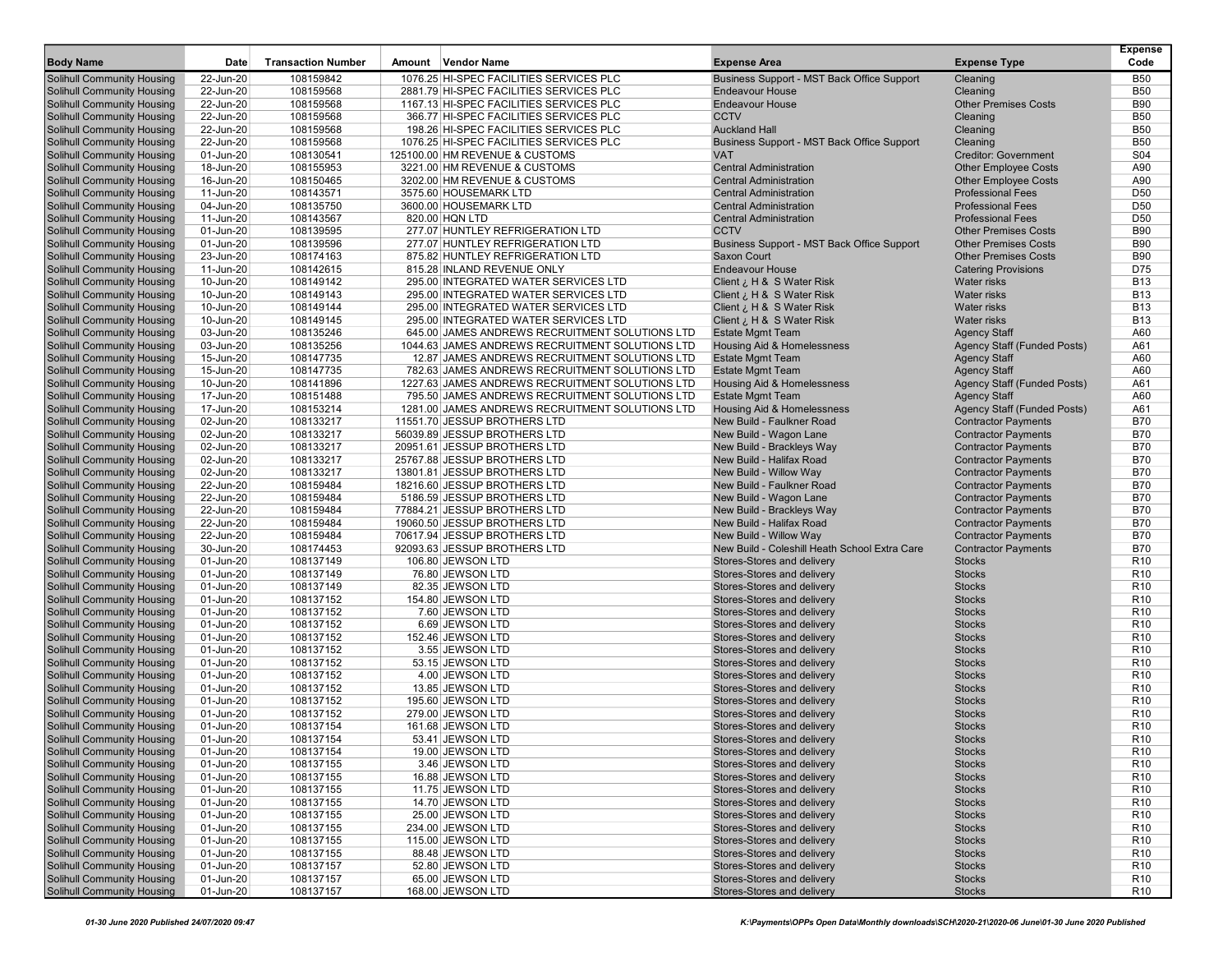| Body Name | Date | Transaction Number | Amount | Vendor Name | Expense Area | Expense Type | Expense Code |
|---|---|---|---|---|---|---|---|
| Solihull Community Housing | 22-Jun-20 | 108159842 | 1076.25 | HI-SPEC FACILITIES SERVICES PLC | Business Support - MST Back Office Support | Cleaning | B50 |
| Solihull Community Housing | 22-Jun-20 | 108159568 | 2881.79 | HI-SPEC FACILITIES SERVICES PLC | Endeavour House | Cleaning | B50 |
| Solihull Community Housing | 22-Jun-20 | 108159568 | 1167.13 | HI-SPEC FACILITIES SERVICES PLC | Endeavour House | Other Premises Costs | B90 |
| Solihull Community Housing | 22-Jun-20 | 108159568 | 366.77 | HI-SPEC FACILITIES SERVICES PLC | CCTV | Cleaning | B50 |
| Solihull Community Housing | 22-Jun-20 | 108159568 | 198.26 | HI-SPEC FACILITIES SERVICES PLC | Auckland Hall | Cleaning | B50 |
| Solihull Community Housing | 22-Jun-20 | 108159568 | 1076.25 | HI-SPEC FACILITIES SERVICES PLC | Business Support - MST Back Office Support | Cleaning | B50 |
| Solihull Community Housing | 01-Jun-20 | 108130541 | 125100.00 | HM REVENUE & CUSTOMS | VAT | Creditor: Government | S04 |
| Solihull Community Housing | 18-Jun-20 | 108155953 | 3221.00 | HM REVENUE & CUSTOMS | Central Administration | Other Employee Costs | A90 |
| Solihull Community Housing | 16-Jun-20 | 108150465 | 3202.00 | HM REVENUE & CUSTOMS | Central Administration | Other Employee Costs | A90 |
| Solihull Community Housing | 11-Jun-20 | 108143571 | 3575.60 | HOUSEMARK LTD | Central Administration | Professional Fees | D50 |
| Solihull Community Housing | 04-Jun-20 | 108135750 | 3600.00 | HOUSEMARK LTD | Central Administration | Professional Fees | D50 |
| Solihull Community Housing | 11-Jun-20 | 108143567 | 820.00 | HQN LTD | Central Administration | Professional Fees | D50 |
| Solihull Community Housing | 01-Jun-20 | 108139595 | 277.07 | HUNTLEY REFRIGERATION LTD | CCTV | Other Premises Costs | B90 |
| Solihull Community Housing | 01-Jun-20 | 108139596 | 277.07 | HUNTLEY REFRIGERATION LTD | Business Support - MST Back Office Support | Other Premises Costs | B90 |
| Solihull Community Housing | 23-Jun-20 | 108174163 | 875.82 | HUNTLEY REFRIGERATION LTD | Saxon Court | Other Premises Costs | B90 |
| Solihull Community Housing | 11-Jun-20 | 108142615 | 815.28 | INLAND REVENUE ONLY | Endeavour House | Catering Provisions | D75 |
| Solihull Community Housing | 10-Jun-20 | 108149142 | 295.00 | INTEGRATED WATER SERVICES LTD | Client ¿ H & S Water Risk | Water risks | B13 |
| Solihull Community Housing | 10-Jun-20 | 108149143 | 295.00 | INTEGRATED WATER SERVICES LTD | Client ¿ H & S Water Risk | Water risks | B13 |
| Solihull Community Housing | 10-Jun-20 | 108149144 | 295.00 | INTEGRATED WATER SERVICES LTD | Client ¿ H & S Water Risk | Water risks | B13 |
| Solihull Community Housing | 10-Jun-20 | 108149145 | 295.00 | INTEGRATED WATER SERVICES LTD | Client ¿ H & S Water Risk | Water risks | B13 |
| Solihull Community Housing | 03-Jun-20 | 108135246 | 645.00 | JAMES ANDREWS RECRUITMENT SOLUTIONS LTD | Estate Mgmt Team | Agency Staff | A60 |
| Solihull Community Housing | 03-Jun-20 | 108135256 | 1044.63 | JAMES ANDREWS RECRUITMENT SOLUTIONS LTD | Housing Aid & Homelessness | Agency Staff (Funded Posts) | A61 |
| Solihull Community Housing | 15-Jun-20 | 108147735 | 12.87 | JAMES ANDREWS RECRUITMENT SOLUTIONS LTD | Estate Mgmt Team | Agency Staff | A60 |
| Solihull Community Housing | 15-Jun-20 | 108147735 | 782.63 | JAMES ANDREWS RECRUITMENT SOLUTIONS LTD | Estate Mgmt Team | Agency Staff | A60 |
| Solihull Community Housing | 10-Jun-20 | 108141896 | 1227.63 | JAMES ANDREWS RECRUITMENT SOLUTIONS LTD | Housing Aid & Homelessness | Agency Staff (Funded Posts) | A61 |
| Solihull Community Housing | 17-Jun-20 | 108151488 | 795.50 | JAMES ANDREWS RECRUITMENT SOLUTIONS LTD | Estate Mgmt Team | Agency Staff | A60 |
| Solihull Community Housing | 17-Jun-20 | 108153214 | 1281.00 | JAMES ANDREWS RECRUITMENT SOLUTIONS LTD | Housing Aid & Homelessness | Agency Staff (Funded Posts) | A61 |
| Solihull Community Housing | 02-Jun-20 | 108133217 | 11551.70 | JESSUP BROTHERS LTD | New Build - Faulkner Road | Contractor Payments | B70 |
| Solihull Community Housing | 02-Jun-20 | 108133217 | 56039.89 | JESSUP BROTHERS LTD | New Build - Wagon Lane | Contractor Payments | B70 |
| Solihull Community Housing | 02-Jun-20 | 108133217 | 20951.61 | JESSUP BROTHERS LTD | New Build - Brackleys Way | Contractor Payments | B70 |
| Solihull Community Housing | 02-Jun-20 | 108133217 | 25767.88 | JESSUP BROTHERS LTD | New Build - Halifax Road | Contractor Payments | B70 |
| Solihull Community Housing | 02-Jun-20 | 108133217 | 13801.81 | JESSUP BROTHERS LTD | New Build - Willow Way | Contractor Payments | B70 |
| Solihull Community Housing | 22-Jun-20 | 108159484 | 18216.60 | JESSUP BROTHERS LTD | New Build - Faulkner Road | Contractor Payments | B70 |
| Solihull Community Housing | 22-Jun-20 | 108159484 | 5186.59 | JESSUP BROTHERS LTD | New Build - Wagon Lane | Contractor Payments | B70 |
| Solihull Community Housing | 22-Jun-20 | 108159484 | 77884.21 | JESSUP BROTHERS LTD | New Build - Brackleys Way | Contractor Payments | B70 |
| Solihull Community Housing | 22-Jun-20 | 108159484 | 19060.50 | JESSUP BROTHERS LTD | New Build - Halifax Road | Contractor Payments | B70 |
| Solihull Community Housing | 22-Jun-20 | 108159484 | 70617.94 | JESSUP BROTHERS LTD | New Build - Willow Way | Contractor Payments | B70 |
| Solihull Community Housing | 30-Jun-20 | 108174453 | 92093.63 | JESSUP BROTHERS LTD | New Build - Coleshill Heath School Extra Care | Contractor Payments | B70 |
| Solihull Community Housing | 01-Jun-20 | 108137149 | 106.80 | JEWSON LTD | Stores-Stores and delivery | Stocks | R10 |
| Solihull Community Housing | 01-Jun-20 | 108137149 | 76.80 | JEWSON LTD | Stores-Stores and delivery | Stocks | R10 |
| Solihull Community Housing | 01-Jun-20 | 108137149 | 82.35 | JEWSON LTD | Stores-Stores and delivery | Stocks | R10 |
| Solihull Community Housing | 01-Jun-20 | 108137152 | 154.80 | JEWSON LTD | Stores-Stores and delivery | Stocks | R10 |
| Solihull Community Housing | 01-Jun-20 | 108137152 | 7.60 | JEWSON LTD | Stores-Stores and delivery | Stocks | R10 |
| Solihull Community Housing | 01-Jun-20 | 108137152 | 6.69 | JEWSON LTD | Stores-Stores and delivery | Stocks | R10 |
| Solihull Community Housing | 01-Jun-20 | 108137152 | 152.46 | JEWSON LTD | Stores-Stores and delivery | Stocks | R10 |
| Solihull Community Housing | 01-Jun-20 | 108137152 | 3.55 | JEWSON LTD | Stores-Stores and delivery | Stocks | R10 |
| Solihull Community Housing | 01-Jun-20 | 108137152 | 53.15 | JEWSON LTD | Stores-Stores and delivery | Stocks | R10 |
| Solihull Community Housing | 01-Jun-20 | 108137152 | 4.00 | JEWSON LTD | Stores-Stores and delivery | Stocks | R10 |
| Solihull Community Housing | 01-Jun-20 | 108137152 | 13.85 | JEWSON LTD | Stores-Stores and delivery | Stocks | R10 |
| Solihull Community Housing | 01-Jun-20 | 108137152 | 195.60 | JEWSON LTD | Stores-Stores and delivery | Stocks | R10 |
| Solihull Community Housing | 01-Jun-20 | 108137152 | 279.00 | JEWSON LTD | Stores-Stores and delivery | Stocks | R10 |
| Solihull Community Housing | 01-Jun-20 | 108137154 | 161.68 | JEWSON LTD | Stores-Stores and delivery | Stocks | R10 |
| Solihull Community Housing | 01-Jun-20 | 108137154 | 53.41 | JEWSON LTD | Stores-Stores and delivery | Stocks | R10 |
| Solihull Community Housing | 01-Jun-20 | 108137154 | 19.00 | JEWSON LTD | Stores-Stores and delivery | Stocks | R10 |
| Solihull Community Housing | 01-Jun-20 | 108137155 | 3.46 | JEWSON LTD | Stores-Stores and delivery | Stocks | R10 |
| Solihull Community Housing | 01-Jun-20 | 108137155 | 16.88 | JEWSON LTD | Stores-Stores and delivery | Stocks | R10 |
| Solihull Community Housing | 01-Jun-20 | 108137155 | 11.75 | JEWSON LTD | Stores-Stores and delivery | Stocks | R10 |
| Solihull Community Housing | 01-Jun-20 | 108137155 | 14.70 | JEWSON LTD | Stores-Stores and delivery | Stocks | R10 |
| Solihull Community Housing | 01-Jun-20 | 108137155 | 25.00 | JEWSON LTD | Stores-Stores and delivery | Stocks | R10 |
| Solihull Community Housing | 01-Jun-20 | 108137155 | 234.00 | JEWSON LTD | Stores-Stores and delivery | Stocks | R10 |
| Solihull Community Housing | 01-Jun-20 | 108137155 | 115.00 | JEWSON LTD | Stores-Stores and delivery | Stocks | R10 |
| Solihull Community Housing | 01-Jun-20 | 108137155 | 88.48 | JEWSON LTD | Stores-Stores and delivery | Stocks | R10 |
| Solihull Community Housing | 01-Jun-20 | 108137157 | 52.80 | JEWSON LTD | Stores-Stores and delivery | Stocks | R10 |
| Solihull Community Housing | 01-Jun-20 | 108137157 | 65.00 | JEWSON LTD | Stores-Stores and delivery | Stocks | R10 |
| Solihull Community Housing | 01-Jun-20 | 108137157 | 168.00 | JEWSON LTD | Stores-Stores and delivery | Stocks | R10 |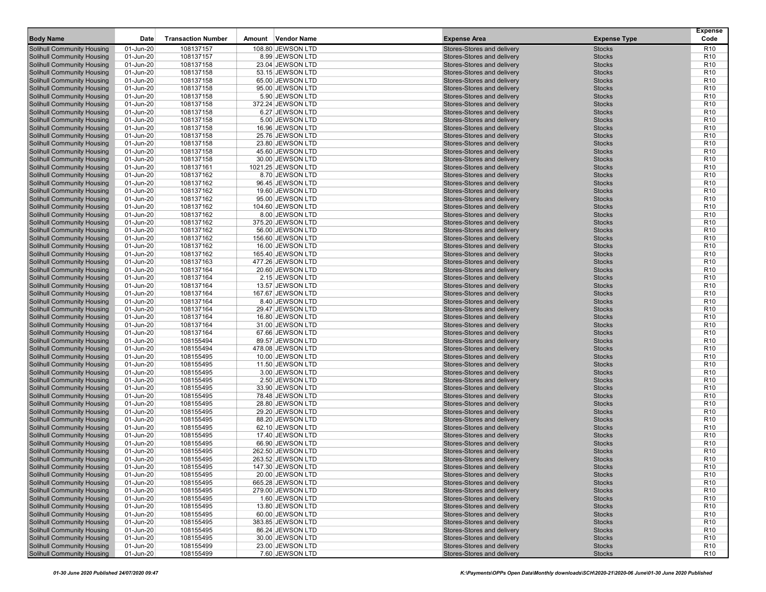| Body Name | Date | Transaction Number | Amount | Vendor Name | Expense Area | Expense Type | Expense Code |
|---|---|---|---|---|---|---|---|
| Solihull Community Housing | 01-Jun-20 | 108137157 | 108.80 | JEWSON LTD | Stores-Stores and delivery | Stocks | R10 |
| Solihull Community Housing | 01-Jun-20 | 108137157 | 8.99 | JEWSON LTD | Stores-Stores and delivery | Stocks | R10 |
| Solihull Community Housing | 01-Jun-20 | 108137158 | 23.04 | JEWSON LTD | Stores-Stores and delivery | Stocks | R10 |
| Solihull Community Housing | 01-Jun-20 | 108137158 | 53.15 | JEWSON LTD | Stores-Stores and delivery | Stocks | R10 |
| Solihull Community Housing | 01-Jun-20 | 108137158 | 65.00 | JEWSON LTD | Stores-Stores and delivery | Stocks | R10 |
| Solihull Community Housing | 01-Jun-20 | 108137158 | 95.00 | JEWSON LTD | Stores-Stores and delivery | Stocks | R10 |
| Solihull Community Housing | 01-Jun-20 | 108137158 | 5.90 | JEWSON LTD | Stores-Stores and delivery | Stocks | R10 |
| Solihull Community Housing | 01-Jun-20 | 108137158 | 372.24 | JEWSON LTD | Stores-Stores and delivery | Stocks | R10 |
| Solihull Community Housing | 01-Jun-20 | 108137158 | 6.27 | JEWSON LTD | Stores-Stores and delivery | Stocks | R10 |
| Solihull Community Housing | 01-Jun-20 | 108137158 | 5.00 | JEWSON LTD | Stores-Stores and delivery | Stocks | R10 |
| Solihull Community Housing | 01-Jun-20 | 108137158 | 16.96 | JEWSON LTD | Stores-Stores and delivery | Stocks | R10 |
| Solihull Community Housing | 01-Jun-20 | 108137158 | 25.76 | JEWSON LTD | Stores-Stores and delivery | Stocks | R10 |
| Solihull Community Housing | 01-Jun-20 | 108137158 | 23.80 | JEWSON LTD | Stores-Stores and delivery | Stocks | R10 |
| Solihull Community Housing | 01-Jun-20 | 108137158 | 45.60 | JEWSON LTD | Stores-Stores and delivery | Stocks | R10 |
| Solihull Community Housing | 01-Jun-20 | 108137158 | 30.00 | JEWSON LTD | Stores-Stores and delivery | Stocks | R10 |
| Solihull Community Housing | 01-Jun-20 | 108137161 | 1021.25 | JEWSON LTD | Stores-Stores and delivery | Stocks | R10 |
| Solihull Community Housing | 01-Jun-20 | 108137162 | 8.70 | JEWSON LTD | Stores-Stores and delivery | Stocks | R10 |
| Solihull Community Housing | 01-Jun-20 | 108137162 | 96.45 | JEWSON LTD | Stores-Stores and delivery | Stocks | R10 |
| Solihull Community Housing | 01-Jun-20 | 108137162 | 19.60 | JEWSON LTD | Stores-Stores and delivery | Stocks | R10 |
| Solihull Community Housing | 01-Jun-20 | 108137162 | 95.00 | JEWSON LTD | Stores-Stores and delivery | Stocks | R10 |
| Solihull Community Housing | 01-Jun-20 | 108137162 | 104.60 | JEWSON LTD | Stores-Stores and delivery | Stocks | R10 |
| Solihull Community Housing | 01-Jun-20 | 108137162 | 8.00 | JEWSON LTD | Stores-Stores and delivery | Stocks | R10 |
| Solihull Community Housing | 01-Jun-20 | 108137162 | 375.20 | JEWSON LTD | Stores-Stores and delivery | Stocks | R10 |
| Solihull Community Housing | 01-Jun-20 | 108137162 | 56.00 | JEWSON LTD | Stores-Stores and delivery | Stocks | R10 |
| Solihull Community Housing | 01-Jun-20 | 108137162 | 156.60 | JEWSON LTD | Stores-Stores and delivery | Stocks | R10 |
| Solihull Community Housing | 01-Jun-20 | 108137162 | 16.00 | JEWSON LTD | Stores-Stores and delivery | Stocks | R10 |
| Solihull Community Housing | 01-Jun-20 | 108137162 | 165.40 | JEWSON LTD | Stores-Stores and delivery | Stocks | R10 |
| Solihull Community Housing | 01-Jun-20 | 108137163 | 477.26 | JEWSON LTD | Stores-Stores and delivery | Stocks | R10 |
| Solihull Community Housing | 01-Jun-20 | 108137164 | 20.60 | JEWSON LTD | Stores-Stores and delivery | Stocks | R10 |
| Solihull Community Housing | 01-Jun-20 | 108137164 | 2.15 | JEWSON LTD | Stores-Stores and delivery | Stocks | R10 |
| Solihull Community Housing | 01-Jun-20 | 108137164 | 13.57 | JEWSON LTD | Stores-Stores and delivery | Stocks | R10 |
| Solihull Community Housing | 01-Jun-20 | 108137164 | 167.67 | JEWSON LTD | Stores-Stores and delivery | Stocks | R10 |
| Solihull Community Housing | 01-Jun-20 | 108137164 | 8.40 | JEWSON LTD | Stores-Stores and delivery | Stocks | R10 |
| Solihull Community Housing | 01-Jun-20 | 108137164 | 29.47 | JEWSON LTD | Stores-Stores and delivery | Stocks | R10 |
| Solihull Community Housing | 01-Jun-20 | 108137164 | 16.80 | JEWSON LTD | Stores-Stores and delivery | Stocks | R10 |
| Solihull Community Housing | 01-Jun-20 | 108137164 | 31.00 | JEWSON LTD | Stores-Stores and delivery | Stocks | R10 |
| Solihull Community Housing | 01-Jun-20 | 108137164 | 67.66 | JEWSON LTD | Stores-Stores and delivery | Stocks | R10 |
| Solihull Community Housing | 01-Jun-20 | 108155494 | 89.57 | JEWSON LTD | Stores-Stores and delivery | Stocks | R10 |
| Solihull Community Housing | 01-Jun-20 | 108155494 | 478.08 | JEWSON LTD | Stores-Stores and delivery | Stocks | R10 |
| Solihull Community Housing | 01-Jun-20 | 108155495 | 10.00 | JEWSON LTD | Stores-Stores and delivery | Stocks | R10 |
| Solihull Community Housing | 01-Jun-20 | 108155495 | 11.50 | JEWSON LTD | Stores-Stores and delivery | Stocks | R10 |
| Solihull Community Housing | 01-Jun-20 | 108155495 | 3.00 | JEWSON LTD | Stores-Stores and delivery | Stocks | R10 |
| Solihull Community Housing | 01-Jun-20 | 108155495 | 2.50 | JEWSON LTD | Stores-Stores and delivery | Stocks | R10 |
| Solihull Community Housing | 01-Jun-20 | 108155495 | 33.90 | JEWSON LTD | Stores-Stores and delivery | Stocks | R10 |
| Solihull Community Housing | 01-Jun-20 | 108155495 | 78.48 | JEWSON LTD | Stores-Stores and delivery | Stocks | R10 |
| Solihull Community Housing | 01-Jun-20 | 108155495 | 28.80 | JEWSON LTD | Stores-Stores and delivery | Stocks | R10 |
| Solihull Community Housing | 01-Jun-20 | 108155495 | 29.20 | JEWSON LTD | Stores-Stores and delivery | Stocks | R10 |
| Solihull Community Housing | 01-Jun-20 | 108155495 | 88.20 | JEWSON LTD | Stores-Stores and delivery | Stocks | R10 |
| Solihull Community Housing | 01-Jun-20 | 108155495 | 62.10 | JEWSON LTD | Stores-Stores and delivery | Stocks | R10 |
| Solihull Community Housing | 01-Jun-20 | 108155495 | 17.40 | JEWSON LTD | Stores-Stores and delivery | Stocks | R10 |
| Solihull Community Housing | 01-Jun-20 | 108155495 | 66.90 | JEWSON LTD | Stores-Stores and delivery | Stocks | R10 |
| Solihull Community Housing | 01-Jun-20 | 108155495 | 262.50 | JEWSON LTD | Stores-Stores and delivery | Stocks | R10 |
| Solihull Community Housing | 01-Jun-20 | 108155495 | 263.52 | JEWSON LTD | Stores-Stores and delivery | Stocks | R10 |
| Solihull Community Housing | 01-Jun-20 | 108155495 | 147.30 | JEWSON LTD | Stores-Stores and delivery | Stocks | R10 |
| Solihull Community Housing | 01-Jun-20 | 108155495 | 20.00 | JEWSON LTD | Stores-Stores and delivery | Stocks | R10 |
| Solihull Community Housing | 01-Jun-20 | 108155495 | 665.28 | JEWSON LTD | Stores-Stores and delivery | Stocks | R10 |
| Solihull Community Housing | 01-Jun-20 | 108155495 | 279.00 | JEWSON LTD | Stores-Stores and delivery | Stocks | R10 |
| Solihull Community Housing | 01-Jun-20 | 108155495 | 1.60 | JEWSON LTD | Stores-Stores and delivery | Stocks | R10 |
| Solihull Community Housing | 01-Jun-20 | 108155495 | 13.80 | JEWSON LTD | Stores-Stores and delivery | Stocks | R10 |
| Solihull Community Housing | 01-Jun-20 | 108155495 | 60.00 | JEWSON LTD | Stores-Stores and delivery | Stocks | R10 |
| Solihull Community Housing | 01-Jun-20 | 108155495 | 383.85 | JEWSON LTD | Stores-Stores and delivery | Stocks | R10 |
| Solihull Community Housing | 01-Jun-20 | 108155495 | 86.24 | JEWSON LTD | Stores-Stores and delivery | Stocks | R10 |
| Solihull Community Housing | 01-Jun-20 | 108155495 | 30.00 | JEWSON LTD | Stores-Stores and delivery | Stocks | R10 |
| Solihull Community Housing | 01-Jun-20 | 108155499 | 23.00 | JEWSON LTD | Stores-Stores and delivery | Stocks | R10 |
| Solihull Community Housing | 01-Jun-20 | 108155499 | 7.60 | JEWSON LTD | Stores-Stores and delivery | Stocks | R10 |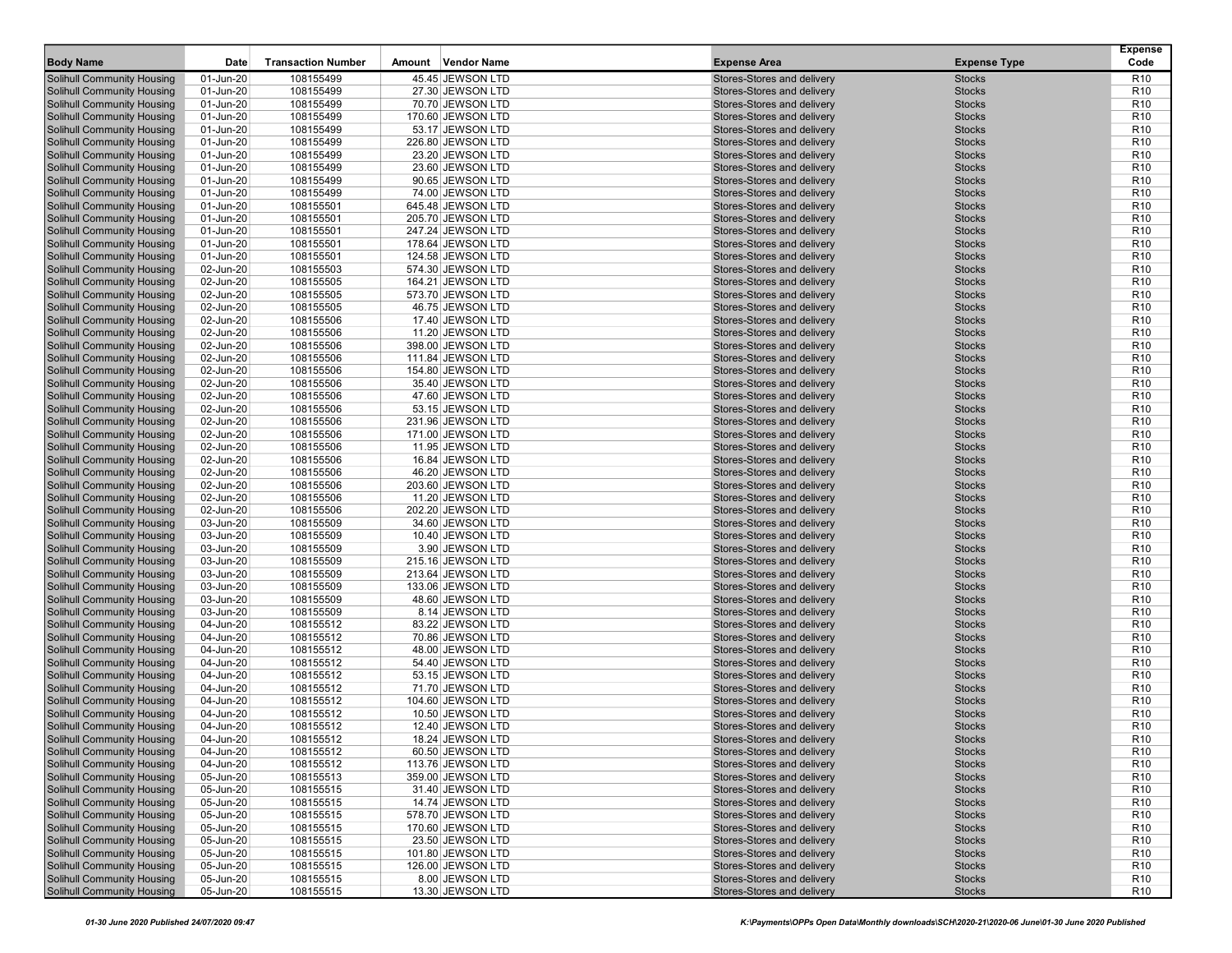| Body Name | Date | Transaction Number | Amount | Vendor Name | Expense Area | Expense Type | Expense Code |
|---|---|---|---|---|---|---|---|
| Solihull Community Housing | 01-Jun-20 | 108155499 | 45.45 | JEWSON LTD | Stores-Stores and delivery | Stocks | R10 |
| Solihull Community Housing | 01-Jun-20 | 108155499 | 27.30 | JEWSON LTD | Stores-Stores and delivery | Stocks | R10 |
| Solihull Community Housing | 01-Jun-20 | 108155499 | 70.70 | JEWSON LTD | Stores-Stores and delivery | Stocks | R10 |
| Solihull Community Housing | 01-Jun-20 | 108155499 | 170.60 | JEWSON LTD | Stores-Stores and delivery | Stocks | R10 |
| Solihull Community Housing | 01-Jun-20 | 108155499 | 53.17 | JEWSON LTD | Stores-Stores and delivery | Stocks | R10 |
| Solihull Community Housing | 01-Jun-20 | 108155499 | 226.80 | JEWSON LTD | Stores-Stores and delivery | Stocks | R10 |
| Solihull Community Housing | 01-Jun-20 | 108155499 | 23.20 | JEWSON LTD | Stores-Stores and delivery | Stocks | R10 |
| Solihull Community Housing | 01-Jun-20 | 108155499 | 23.60 | JEWSON LTD | Stores-Stores and delivery | Stocks | R10 |
| Solihull Community Housing | 01-Jun-20 | 108155499 | 90.65 | JEWSON LTD | Stores-Stores and delivery | Stocks | R10 |
| Solihull Community Housing | 01-Jun-20 | 108155499 | 74.00 | JEWSON LTD | Stores-Stores and delivery | Stocks | R10 |
| Solihull Community Housing | 01-Jun-20 | 108155501 | 645.48 | JEWSON LTD | Stores-Stores and delivery | Stocks | R10 |
| Solihull Community Housing | 01-Jun-20 | 108155501 | 205.70 | JEWSON LTD | Stores-Stores and delivery | Stocks | R10 |
| Solihull Community Housing | 01-Jun-20 | 108155501 | 247.24 | JEWSON LTD | Stores-Stores and delivery | Stocks | R10 |
| Solihull Community Housing | 01-Jun-20 | 108155501 | 178.64 | JEWSON LTD | Stores-Stores and delivery | Stocks | R10 |
| Solihull Community Housing | 01-Jun-20 | 108155501 | 124.58 | JEWSON LTD | Stores-Stores and delivery | Stocks | R10 |
| Solihull Community Housing | 02-Jun-20 | 108155503 | 574.30 | JEWSON LTD | Stores-Stores and delivery | Stocks | R10 |
| Solihull Community Housing | 02-Jun-20 | 108155505 | 164.21 | JEWSON LTD | Stores-Stores and delivery | Stocks | R10 |
| Solihull Community Housing | 02-Jun-20 | 108155505 | 573.70 | JEWSON LTD | Stores-Stores and delivery | Stocks | R10 |
| Solihull Community Housing | 02-Jun-20 | 108155505 | 46.75 | JEWSON LTD | Stores-Stores and delivery | Stocks | R10 |
| Solihull Community Housing | 02-Jun-20 | 108155506 | 17.40 | JEWSON LTD | Stores-Stores and delivery | Stocks | R10 |
| Solihull Community Housing | 02-Jun-20 | 108155506 | 11.20 | JEWSON LTD | Stores-Stores and delivery | Stocks | R10 |
| Solihull Community Housing | 02-Jun-20 | 108155506 | 398.00 | JEWSON LTD | Stores-Stores and delivery | Stocks | R10 |
| Solihull Community Housing | 02-Jun-20 | 108155506 | 111.84 | JEWSON LTD | Stores-Stores and delivery | Stocks | R10 |
| Solihull Community Housing | 02-Jun-20 | 108155506 | 154.80 | JEWSON LTD | Stores-Stores and delivery | Stocks | R10 |
| Solihull Community Housing | 02-Jun-20 | 108155506 | 35.40 | JEWSON LTD | Stores-Stores and delivery | Stocks | R10 |
| Solihull Community Housing | 02-Jun-20 | 108155506 | 47.60 | JEWSON LTD | Stores-Stores and delivery | Stocks | R10 |
| Solihull Community Housing | 02-Jun-20 | 108155506 | 53.15 | JEWSON LTD | Stores-Stores and delivery | Stocks | R10 |
| Solihull Community Housing | 02-Jun-20 | 108155506 | 231.96 | JEWSON LTD | Stores-Stores and delivery | Stocks | R10 |
| Solihull Community Housing | 02-Jun-20 | 108155506 | 171.00 | JEWSON LTD | Stores-Stores and delivery | Stocks | R10 |
| Solihull Community Housing | 02-Jun-20 | 108155506 | 11.95 | JEWSON LTD | Stores-Stores and delivery | Stocks | R10 |
| Solihull Community Housing | 02-Jun-20 | 108155506 | 16.84 | JEWSON LTD | Stores-Stores and delivery | Stocks | R10 |
| Solihull Community Housing | 02-Jun-20 | 108155506 | 46.20 | JEWSON LTD | Stores-Stores and delivery | Stocks | R10 |
| Solihull Community Housing | 02-Jun-20 | 108155506 | 203.60 | JEWSON LTD | Stores-Stores and delivery | Stocks | R10 |
| Solihull Community Housing | 02-Jun-20 | 108155506 | 11.20 | JEWSON LTD | Stores-Stores and delivery | Stocks | R10 |
| Solihull Community Housing | 02-Jun-20 | 108155506 | 202.20 | JEWSON LTD | Stores-Stores and delivery | Stocks | R10 |
| Solihull Community Housing | 03-Jun-20 | 108155509 | 34.60 | JEWSON LTD | Stores-Stores and delivery | Stocks | R10 |
| Solihull Community Housing | 03-Jun-20 | 108155509 | 10.40 | JEWSON LTD | Stores-Stores and delivery | Stocks | R10 |
| Solihull Community Housing | 03-Jun-20 | 108155509 | 3.90 | JEWSON LTD | Stores-Stores and delivery | Stocks | R10 |
| Solihull Community Housing | 03-Jun-20 | 108155509 | 215.16 | JEWSON LTD | Stores-Stores and delivery | Stocks | R10 |
| Solihull Community Housing | 03-Jun-20 | 108155509 | 213.64 | JEWSON LTD | Stores-Stores and delivery | Stocks | R10 |
| Solihull Community Housing | 03-Jun-20 | 108155509 | 133.06 | JEWSON LTD | Stores-Stores and delivery | Stocks | R10 |
| Solihull Community Housing | 03-Jun-20 | 108155509 | 48.60 | JEWSON LTD | Stores-Stores and delivery | Stocks | R10 |
| Solihull Community Housing | 03-Jun-20 | 108155509 | 8.14 | JEWSON LTD | Stores-Stores and delivery | Stocks | R10 |
| Solihull Community Housing | 04-Jun-20 | 108155512 | 83.22 | JEWSON LTD | Stores-Stores and delivery | Stocks | R10 |
| Solihull Community Housing | 04-Jun-20 | 108155512 | 70.86 | JEWSON LTD | Stores-Stores and delivery | Stocks | R10 |
| Solihull Community Housing | 04-Jun-20 | 108155512 | 48.00 | JEWSON LTD | Stores-Stores and delivery | Stocks | R10 |
| Solihull Community Housing | 04-Jun-20 | 108155512 | 54.40 | JEWSON LTD | Stores-Stores and delivery | Stocks | R10 |
| Solihull Community Housing | 04-Jun-20 | 108155512 | 53.15 | JEWSON LTD | Stores-Stores and delivery | Stocks | R10 |
| Solihull Community Housing | 04-Jun-20 | 108155512 | 71.70 | JEWSON LTD | Stores-Stores and delivery | Stocks | R10 |
| Solihull Community Housing | 04-Jun-20 | 108155512 | 104.60 | JEWSON LTD | Stores-Stores and delivery | Stocks | R10 |
| Solihull Community Housing | 04-Jun-20 | 108155512 | 10.50 | JEWSON LTD | Stores-Stores and delivery | Stocks | R10 |
| Solihull Community Housing | 04-Jun-20 | 108155512 | 12.40 | JEWSON LTD | Stores-Stores and delivery | Stocks | R10 |
| Solihull Community Housing | 04-Jun-20 | 108155512 | 18.24 | JEWSON LTD | Stores-Stores and delivery | Stocks | R10 |
| Solihull Community Housing | 04-Jun-20 | 108155512 | 60.50 | JEWSON LTD | Stores-Stores and delivery | Stocks | R10 |
| Solihull Community Housing | 04-Jun-20 | 108155512 | 113.76 | JEWSON LTD | Stores-Stores and delivery | Stocks | R10 |
| Solihull Community Housing | 05-Jun-20 | 108155513 | 359.00 | JEWSON LTD | Stores-Stores and delivery | Stocks | R10 |
| Solihull Community Housing | 05-Jun-20 | 108155515 | 31.40 | JEWSON LTD | Stores-Stores and delivery | Stocks | R10 |
| Solihull Community Housing | 05-Jun-20 | 108155515 | 14.74 | JEWSON LTD | Stores-Stores and delivery | Stocks | R10 |
| Solihull Community Housing | 05-Jun-20 | 108155515 | 578.70 | JEWSON LTD | Stores-Stores and delivery | Stocks | R10 |
| Solihull Community Housing | 05-Jun-20 | 108155515 | 170.60 | JEWSON LTD | Stores-Stores and delivery | Stocks | R10 |
| Solihull Community Housing | 05-Jun-20 | 108155515 | 23.50 | JEWSON LTD | Stores-Stores and delivery | Stocks | R10 |
| Solihull Community Housing | 05-Jun-20 | 108155515 | 101.80 | JEWSON LTD | Stores-Stores and delivery | Stocks | R10 |
| Solihull Community Housing | 05-Jun-20 | 108155515 | 126.00 | JEWSON LTD | Stores-Stores and delivery | Stocks | R10 |
| Solihull Community Housing | 05-Jun-20 | 108155515 | 8.00 | JEWSON LTD | Stores-Stores and delivery | Stocks | R10 |
| Solihull Community Housing | 05-Jun-20 | 108155515 | 13.30 | JEWSON LTD | Stores-Stores and delivery | Stocks | R10 |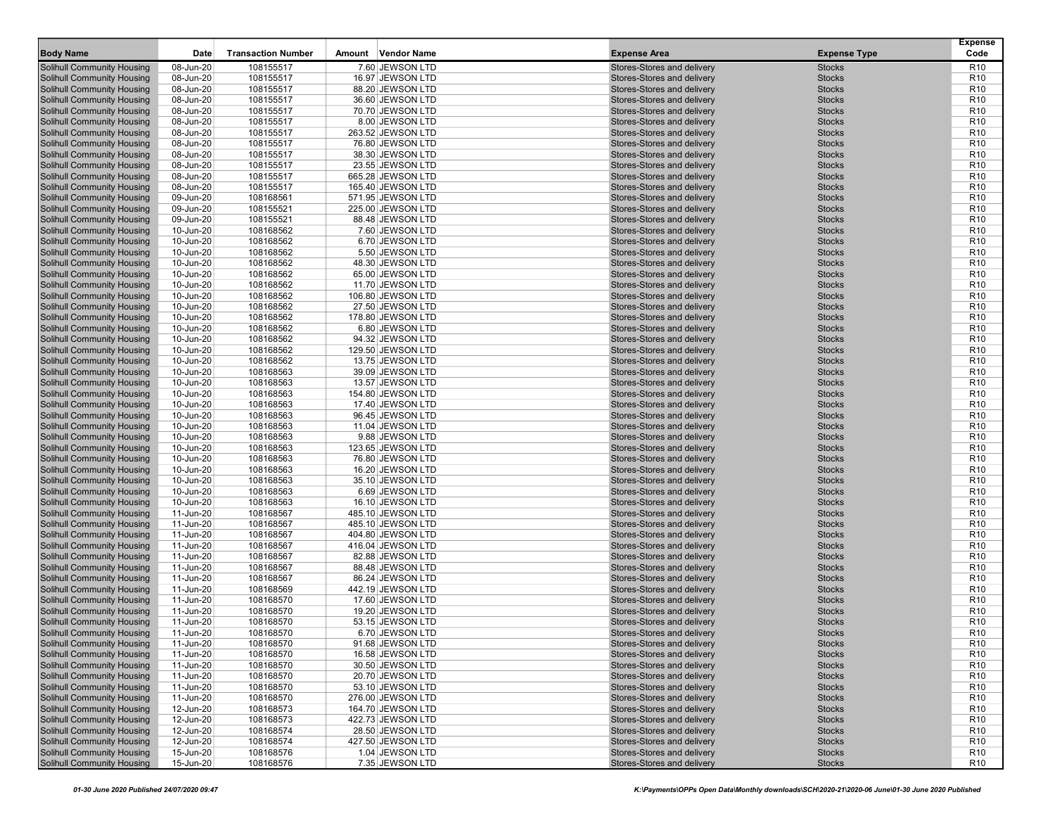| Body Name | Date | Transaction Number | Amount | Vendor Name | Expense Area | Expense Type | Expense Code |
|---|---|---|---|---|---|---|---|
| Solihull Community Housing | 08-Jun-20 | 108155517 | 7.60 | JEWSON LTD | Stores-Stores and delivery | Stocks | R10 |
| Solihull Community Housing | 08-Jun-20 | 108155517 | 16.97 | JEWSON LTD | Stores-Stores and delivery | Stocks | R10 |
| Solihull Community Housing | 08-Jun-20 | 108155517 | 88.20 | JEWSON LTD | Stores-Stores and delivery | Stocks | R10 |
| Solihull Community Housing | 08-Jun-20 | 108155517 | 36.60 | JEWSON LTD | Stores-Stores and delivery | Stocks | R10 |
| Solihull Community Housing | 08-Jun-20 | 108155517 | 70.70 | JEWSON LTD | Stores-Stores and delivery | Stocks | R10 |
| Solihull Community Housing | 08-Jun-20 | 108155517 | 8.00 | JEWSON LTD | Stores-Stores and delivery | Stocks | R10 |
| Solihull Community Housing | 08-Jun-20 | 108155517 | 263.52 | JEWSON LTD | Stores-Stores and delivery | Stocks | R10 |
| Solihull Community Housing | 08-Jun-20 | 108155517 | 76.80 | JEWSON LTD | Stores-Stores and delivery | Stocks | R10 |
| Solihull Community Housing | 08-Jun-20 | 108155517 | 38.30 | JEWSON LTD | Stores-Stores and delivery | Stocks | R10 |
| Solihull Community Housing | 08-Jun-20 | 108155517 | 23.55 | JEWSON LTD | Stores-Stores and delivery | Stocks | R10 |
| Solihull Community Housing | 08-Jun-20 | 108155517 | 665.28 | JEWSON LTD | Stores-Stores and delivery | Stocks | R10 |
| Solihull Community Housing | 08-Jun-20 | 108155517 | 165.40 | JEWSON LTD | Stores-Stores and delivery | Stocks | R10 |
| Solihull Community Housing | 09-Jun-20 | 108168561 | 571.95 | JEWSON LTD | Stores-Stores and delivery | Stocks | R10 |
| Solihull Community Housing | 09-Jun-20 | 108155521 | 225.00 | JEWSON LTD | Stores-Stores and delivery | Stocks | R10 |
| Solihull Community Housing | 09-Jun-20 | 108155521 | 88.48 | JEWSON LTD | Stores-Stores and delivery | Stocks | R10 |
| Solihull Community Housing | 10-Jun-20 | 108168562 | 7.60 | JEWSON LTD | Stores-Stores and delivery | Stocks | R10 |
| Solihull Community Housing | 10-Jun-20 | 108168562 | 6.70 | JEWSON LTD | Stores-Stores and delivery | Stocks | R10 |
| Solihull Community Housing | 10-Jun-20 | 108168562 | 5.50 | JEWSON LTD | Stores-Stores and delivery | Stocks | R10 |
| Solihull Community Housing | 10-Jun-20 | 108168562 | 48.30 | JEWSON LTD | Stores-Stores and delivery | Stocks | R10 |
| Solihull Community Housing | 10-Jun-20 | 108168562 | 65.00 | JEWSON LTD | Stores-Stores and delivery | Stocks | R10 |
| Solihull Community Housing | 10-Jun-20 | 108168562 | 11.70 | JEWSON LTD | Stores-Stores and delivery | Stocks | R10 |
| Solihull Community Housing | 10-Jun-20 | 108168562 | 106.80 | JEWSON LTD | Stores-Stores and delivery | Stocks | R10 |
| Solihull Community Housing | 10-Jun-20 | 108168562 | 27.50 | JEWSON LTD | Stores-Stores and delivery | Stocks | R10 |
| Solihull Community Housing | 10-Jun-20 | 108168562 | 178.80 | JEWSON LTD | Stores-Stores and delivery | Stocks | R10 |
| Solihull Community Housing | 10-Jun-20 | 108168562 | 6.80 | JEWSON LTD | Stores-Stores and delivery | Stocks | R10 |
| Solihull Community Housing | 10-Jun-20 | 108168562 | 94.32 | JEWSON LTD | Stores-Stores and delivery | Stocks | R10 |
| Solihull Community Housing | 10-Jun-20 | 108168562 | 129.50 | JEWSON LTD | Stores-Stores and delivery | Stocks | R10 |
| Solihull Community Housing | 10-Jun-20 | 108168562 | 13.75 | JEWSON LTD | Stores-Stores and delivery | Stocks | R10 |
| Solihull Community Housing | 10-Jun-20 | 108168563 | 39.09 | JEWSON LTD | Stores-Stores and delivery | Stocks | R10 |
| Solihull Community Housing | 10-Jun-20 | 108168563 | 13.57 | JEWSON LTD | Stores-Stores and delivery | Stocks | R10 |
| Solihull Community Housing | 10-Jun-20 | 108168563 | 154.80 | JEWSON LTD | Stores-Stores and delivery | Stocks | R10 |
| Solihull Community Housing | 10-Jun-20 | 108168563 | 17.40 | JEWSON LTD | Stores-Stores and delivery | Stocks | R10 |
| Solihull Community Housing | 10-Jun-20 | 108168563 | 96.45 | JEWSON LTD | Stores-Stores and delivery | Stocks | R10 |
| Solihull Community Housing | 10-Jun-20 | 108168563 | 11.04 | JEWSON LTD | Stores-Stores and delivery | Stocks | R10 |
| Solihull Community Housing | 10-Jun-20 | 108168563 | 9.88 | JEWSON LTD | Stores-Stores and delivery | Stocks | R10 |
| Solihull Community Housing | 10-Jun-20 | 108168563 | 123.65 | JEWSON LTD | Stores-Stores and delivery | Stocks | R10 |
| Solihull Community Housing | 10-Jun-20 | 108168563 | 76.80 | JEWSON LTD | Stores-Stores and delivery | Stocks | R10 |
| Solihull Community Housing | 10-Jun-20 | 108168563 | 16.20 | JEWSON LTD | Stores-Stores and delivery | Stocks | R10 |
| Solihull Community Housing | 10-Jun-20 | 108168563 | 35.10 | JEWSON LTD | Stores-Stores and delivery | Stocks | R10 |
| Solihull Community Housing | 10-Jun-20 | 108168563 | 6.69 | JEWSON LTD | Stores-Stores and delivery | Stocks | R10 |
| Solihull Community Housing | 10-Jun-20 | 108168563 | 16.10 | JEWSON LTD | Stores-Stores and delivery | Stocks | R10 |
| Solihull Community Housing | 11-Jun-20 | 108168567 | 485.10 | JEWSON LTD | Stores-Stores and delivery | Stocks | R10 |
| Solihull Community Housing | 11-Jun-20 | 108168567 | 485.10 | JEWSON LTD | Stores-Stores and delivery | Stocks | R10 |
| Solihull Community Housing | 11-Jun-20 | 108168567 | 404.80 | JEWSON LTD | Stores-Stores and delivery | Stocks | R10 |
| Solihull Community Housing | 11-Jun-20 | 108168567 | 416.04 | JEWSON LTD | Stores-Stores and delivery | Stocks | R10 |
| Solihull Community Housing | 11-Jun-20 | 108168567 | 82.88 | JEWSON LTD | Stores-Stores and delivery | Stocks | R10 |
| Solihull Community Housing | 11-Jun-20 | 108168567 | 88.48 | JEWSON LTD | Stores-Stores and delivery | Stocks | R10 |
| Solihull Community Housing | 11-Jun-20 | 108168567 | 86.24 | JEWSON LTD | Stores-Stores and delivery | Stocks | R10 |
| Solihull Community Housing | 11-Jun-20 | 108168569 | 442.19 | JEWSON LTD | Stores-Stores and delivery | Stocks | R10 |
| Solihull Community Housing | 11-Jun-20 | 108168570 | 17.60 | JEWSON LTD | Stores-Stores and delivery | Stocks | R10 |
| Solihull Community Housing | 11-Jun-20 | 108168570 | 19.20 | JEWSON LTD | Stores-Stores and delivery | Stocks | R10 |
| Solihull Community Housing | 11-Jun-20 | 108168570 | 53.15 | JEWSON LTD | Stores-Stores and delivery | Stocks | R10 |
| Solihull Community Housing | 11-Jun-20 | 108168570 | 6.70 | JEWSON LTD | Stores-Stores and delivery | Stocks | R10 |
| Solihull Community Housing | 11-Jun-20 | 108168570 | 91.68 | JEWSON LTD | Stores-Stores and delivery | Stocks | R10 |
| Solihull Community Housing | 11-Jun-20 | 108168570 | 16.58 | JEWSON LTD | Stores-Stores and delivery | Stocks | R10 |
| Solihull Community Housing | 11-Jun-20 | 108168570 | 30.50 | JEWSON LTD | Stores-Stores and delivery | Stocks | R10 |
| Solihull Community Housing | 11-Jun-20 | 108168570 | 20.70 | JEWSON LTD | Stores-Stores and delivery | Stocks | R10 |
| Solihull Community Housing | 11-Jun-20 | 108168570 | 53.10 | JEWSON LTD | Stores-Stores and delivery | Stocks | R10 |
| Solihull Community Housing | 11-Jun-20 | 108168570 | 276.00 | JEWSON LTD | Stores-Stores and delivery | Stocks | R10 |
| Solihull Community Housing | 12-Jun-20 | 108168573 | 164.70 | JEWSON LTD | Stores-Stores and delivery | Stocks | R10 |
| Solihull Community Housing | 12-Jun-20 | 108168573 | 422.73 | JEWSON LTD | Stores-Stores and delivery | Stocks | R10 |
| Solihull Community Housing | 12-Jun-20 | 108168574 | 28.50 | JEWSON LTD | Stores-Stores and delivery | Stocks | R10 |
| Solihull Community Housing | 12-Jun-20 | 108168574 | 427.50 | JEWSON LTD | Stores-Stores and delivery | Stocks | R10 |
| Solihull Community Housing | 15-Jun-20 | 108168576 | 1.04 | JEWSON LTD | Stores-Stores and delivery | Stocks | R10 |
| Solihull Community Housing | 15-Jun-20 | 108168576 | 7.35 | JEWSON LTD | Stores-Stores and delivery | Stocks | R10 |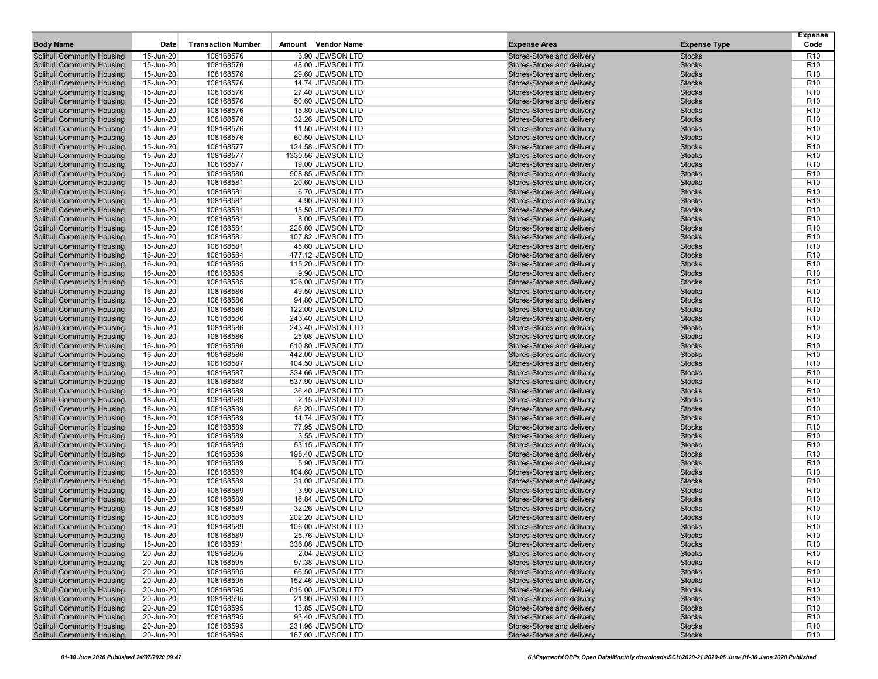| Body Name | Date | Transaction Number | Amount | Vendor Name | Expense Area | Expense Type | Expense Code |
|---|---|---|---|---|---|---|---|
| Solihull Community Housing | 15-Jun-20 | 108168576 | 3.90 | JEWSON LTD | Stores-Stores and delivery | Stocks | R10 |
| Solihull Community Housing | 15-Jun-20 | 108168576 | 48.00 | JEWSON LTD | Stores-Stores and delivery | Stocks | R10 |
| Solihull Community Housing | 15-Jun-20 | 108168576 | 29.60 | JEWSON LTD | Stores-Stores and delivery | Stocks | R10 |
| Solihull Community Housing | 15-Jun-20 | 108168576 | 14.74 | JEWSON LTD | Stores-Stores and delivery | Stocks | R10 |
| Solihull Community Housing | 15-Jun-20 | 108168576 | 27.40 | JEWSON LTD | Stores-Stores and delivery | Stocks | R10 |
| Solihull Community Housing | 15-Jun-20 | 108168576 | 50.60 | JEWSON LTD | Stores-Stores and delivery | Stocks | R10 |
| Solihull Community Housing | 15-Jun-20 | 108168576 | 15.80 | JEWSON LTD | Stores-Stores and delivery | Stocks | R10 |
| Solihull Community Housing | 15-Jun-20 | 108168576 | 32.26 | JEWSON LTD | Stores-Stores and delivery | Stocks | R10 |
| Solihull Community Housing | 15-Jun-20 | 108168576 | 11.50 | JEWSON LTD | Stores-Stores and delivery | Stocks | R10 |
| Solihull Community Housing | 15-Jun-20 | 108168576 | 60.50 | JEWSON LTD | Stores-Stores and delivery | Stocks | R10 |
| Solihull Community Housing | 15-Jun-20 | 108168577 | 124.58 | JEWSON LTD | Stores-Stores and delivery | Stocks | R10 |
| Solihull Community Housing | 15-Jun-20 | 108168577 | 1330.56 | JEWSON LTD | Stores-Stores and delivery | Stocks | R10 |
| Solihull Community Housing | 15-Jun-20 | 108168577 | 19.00 | JEWSON LTD | Stores-Stores and delivery | Stocks | R10 |
| Solihull Community Housing | 15-Jun-20 | 108168580 | 908.85 | JEWSON LTD | Stores-Stores and delivery | Stocks | R10 |
| Solihull Community Housing | 15-Jun-20 | 108168581 | 20.60 | JEWSON LTD | Stores-Stores and delivery | Stocks | R10 |
| Solihull Community Housing | 15-Jun-20 | 108168581 | 6.70 | JEWSON LTD | Stores-Stores and delivery | Stocks | R10 |
| Solihull Community Housing | 15-Jun-20 | 108168581 | 4.90 | JEWSON LTD | Stores-Stores and delivery | Stocks | R10 |
| Solihull Community Housing | 15-Jun-20 | 108168581 | 15.50 | JEWSON LTD | Stores-Stores and delivery | Stocks | R10 |
| Solihull Community Housing | 15-Jun-20 | 108168581 | 8.00 | JEWSON LTD | Stores-Stores and delivery | Stocks | R10 |
| Solihull Community Housing | 15-Jun-20 | 108168581 | 226.80 | JEWSON LTD | Stores-Stores and delivery | Stocks | R10 |
| Solihull Community Housing | 15-Jun-20 | 108168581 | 107.82 | JEWSON LTD | Stores-Stores and delivery | Stocks | R10 |
| Solihull Community Housing | 15-Jun-20 | 108168581 | 45.60 | JEWSON LTD | Stores-Stores and delivery | Stocks | R10 |
| Solihull Community Housing | 16-Jun-20 | 108168584 | 477.12 | JEWSON LTD | Stores-Stores and delivery | Stocks | R10 |
| Solihull Community Housing | 16-Jun-20 | 108168585 | 115.20 | JEWSON LTD | Stores-Stores and delivery | Stocks | R10 |
| Solihull Community Housing | 16-Jun-20 | 108168585 | 9.90 | JEWSON LTD | Stores-Stores and delivery | Stocks | R10 |
| Solihull Community Housing | 16-Jun-20 | 108168585 | 126.00 | JEWSON LTD | Stores-Stores and delivery | Stocks | R10 |
| Solihull Community Housing | 16-Jun-20 | 108168586 | 49.50 | JEWSON LTD | Stores-Stores and delivery | Stocks | R10 |
| Solihull Community Housing | 16-Jun-20 | 108168586 | 94.80 | JEWSON LTD | Stores-Stores and delivery | Stocks | R10 |
| Solihull Community Housing | 16-Jun-20 | 108168586 | 122.00 | JEWSON LTD | Stores-Stores and delivery | Stocks | R10 |
| Solihull Community Housing | 16-Jun-20 | 108168586 | 243.40 | JEWSON LTD | Stores-Stores and delivery | Stocks | R10 |
| Solihull Community Housing | 16-Jun-20 | 108168586 | 243.40 | JEWSON LTD | Stores-Stores and delivery | Stocks | R10 |
| Solihull Community Housing | 16-Jun-20 | 108168586 | 25.08 | JEWSON LTD | Stores-Stores and delivery | Stocks | R10 |
| Solihull Community Housing | 16-Jun-20 | 108168586 | 610.80 | JEWSON LTD | Stores-Stores and delivery | Stocks | R10 |
| Solihull Community Housing | 16-Jun-20 | 108168586 | 442.00 | JEWSON LTD | Stores-Stores and delivery | Stocks | R10 |
| Solihull Community Housing | 16-Jun-20 | 108168587 | 104.50 | JEWSON LTD | Stores-Stores and delivery | Stocks | R10 |
| Solihull Community Housing | 16-Jun-20 | 108168587 | 334.66 | JEWSON LTD | Stores-Stores and delivery | Stocks | R10 |
| Solihull Community Housing | 18-Jun-20 | 108168588 | 537.90 | JEWSON LTD | Stores-Stores and delivery | Stocks | R10 |
| Solihull Community Housing | 18-Jun-20 | 108168589 | 36.40 | JEWSON LTD | Stores-Stores and delivery | Stocks | R10 |
| Solihull Community Housing | 18-Jun-20 | 108168589 | 2.15 | JEWSON LTD | Stores-Stores and delivery | Stocks | R10 |
| Solihull Community Housing | 18-Jun-20 | 108168589 | 88.20 | JEWSON LTD | Stores-Stores and delivery | Stocks | R10 |
| Solihull Community Housing | 18-Jun-20 | 108168589 | 14.74 | JEWSON LTD | Stores-Stores and delivery | Stocks | R10 |
| Solihull Community Housing | 18-Jun-20 | 108168589 | 77.95 | JEWSON LTD | Stores-Stores and delivery | Stocks | R10 |
| Solihull Community Housing | 18-Jun-20 | 108168589 | 3.55 | JEWSON LTD | Stores-Stores and delivery | Stocks | R10 |
| Solihull Community Housing | 18-Jun-20 | 108168589 | 53.15 | JEWSON LTD | Stores-Stores and delivery | Stocks | R10 |
| Solihull Community Housing | 18-Jun-20 | 108168589 | 198.40 | JEWSON LTD | Stores-Stores and delivery | Stocks | R10 |
| Solihull Community Housing | 18-Jun-20 | 108168589 | 5.90 | JEWSON LTD | Stores-Stores and delivery | Stocks | R10 |
| Solihull Community Housing | 18-Jun-20 | 108168589 | 104.60 | JEWSON LTD | Stores-Stores and delivery | Stocks | R10 |
| Solihull Community Housing | 18-Jun-20 | 108168589 | 31.00 | JEWSON LTD | Stores-Stores and delivery | Stocks | R10 |
| Solihull Community Housing | 18-Jun-20 | 108168589 | 3.90 | JEWSON LTD | Stores-Stores and delivery | Stocks | R10 |
| Solihull Community Housing | 18-Jun-20 | 108168589 | 16.84 | JEWSON LTD | Stores-Stores and delivery | Stocks | R10 |
| Solihull Community Housing | 18-Jun-20 | 108168589 | 32.26 | JEWSON LTD | Stores-Stores and delivery | Stocks | R10 |
| Solihull Community Housing | 18-Jun-20 | 108168589 | 202.20 | JEWSON LTD | Stores-Stores and delivery | Stocks | R10 |
| Solihull Community Housing | 18-Jun-20 | 108168589 | 106.00 | JEWSON LTD | Stores-Stores and delivery | Stocks | R10 |
| Solihull Community Housing | 18-Jun-20 | 108168589 | 25.76 | JEWSON LTD | Stores-Stores and delivery | Stocks | R10 |
| Solihull Community Housing | 18-Jun-20 | 108168591 | 336.08 | JEWSON LTD | Stores-Stores and delivery | Stocks | R10 |
| Solihull Community Housing | 20-Jun-20 | 108168595 | 2.04 | JEWSON LTD | Stores-Stores and delivery | Stocks | R10 |
| Solihull Community Housing | 20-Jun-20 | 108168595 | 97.38 | JEWSON LTD | Stores-Stores and delivery | Stocks | R10 |
| Solihull Community Housing | 20-Jun-20 | 108168595 | 66.50 | JEWSON LTD | Stores-Stores and delivery | Stocks | R10 |
| Solihull Community Housing | 20-Jun-20 | 108168595 | 152.46 | JEWSON LTD | Stores-Stores and delivery | Stocks | R10 |
| Solihull Community Housing | 20-Jun-20 | 108168595 | 616.00 | JEWSON LTD | Stores-Stores and delivery | Stocks | R10 |
| Solihull Community Housing | 20-Jun-20 | 108168595 | 21.90 | JEWSON LTD | Stores-Stores and delivery | Stocks | R10 |
| Solihull Community Housing | 20-Jun-20 | 108168595 | 13.85 | JEWSON LTD | Stores-Stores and delivery | Stocks | R10 |
| Solihull Community Housing | 20-Jun-20 | 108168595 | 93.40 | JEWSON LTD | Stores-Stores and delivery | Stocks | R10 |
| Solihull Community Housing | 20-Jun-20 | 108168595 | 231.96 | JEWSON LTD | Stores-Stores and delivery | Stocks | R10 |
| Solihull Community Housing | 20-Jun-20 | 108168595 | 187.00 | JEWSON LTD | Stores-Stores and delivery | Stocks | R10 |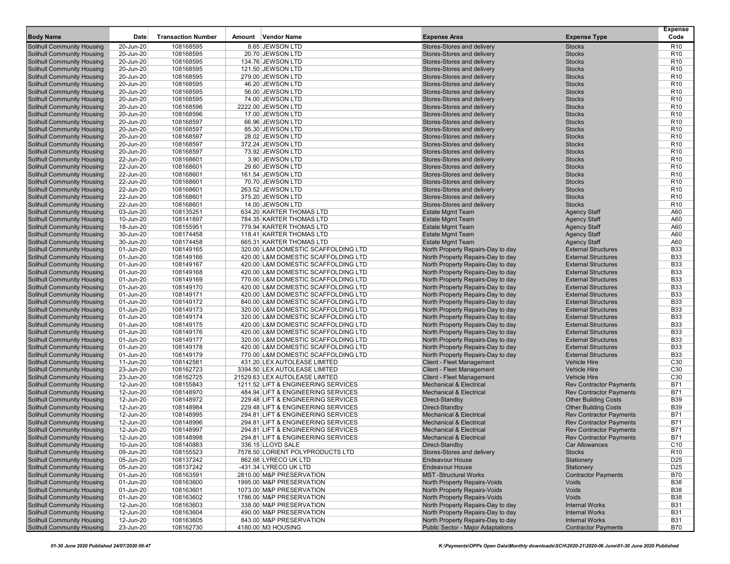| Body Name | Date | Transaction Number | Amount | Vendor Name | Expense Area | Expense Type | Expense Code |
|---|---|---|---|---|---|---|---|
| Solihull Community Housing | 20-Jun-20 | 108168595 | 8.65 | JEWSON LTD | Stores-Stores and delivery | Stocks | R10 |
| Solihull Community Housing | 20-Jun-20 | 108168595 | 20.70 | JEWSON LTD | Stores-Stores and delivery | Stocks | R10 |
| Solihull Community Housing | 20-Jun-20 | 108168595 | 134.76 | JEWSON LTD | Stores-Stores and delivery | Stocks | R10 |
| Solihull Community Housing | 20-Jun-20 | 108168595 | 121.50 | JEWSON LTD | Stores-Stores and delivery | Stocks | R10 |
| Solihull Community Housing | 20-Jun-20 | 108168595 | 279.00 | JEWSON LTD | Stores-Stores and delivery | Stocks | R10 |
| Solihull Community Housing | 20-Jun-20 | 108168595 | 46.20 | JEWSON LTD | Stores-Stores and delivery | Stocks | R10 |
| Solihull Community Housing | 20-Jun-20 | 108168595 | 56.00 | JEWSON LTD | Stores-Stores and delivery | Stocks | R10 |
| Solihull Community Housing | 20-Jun-20 | 108168595 | 74.00 | JEWSON LTD | Stores-Stores and delivery | Stocks | R10 |
| Solihull Community Housing | 20-Jun-20 | 108168596 | 2222.00 | JEWSON LTD | Stores-Stores and delivery | Stocks | R10 |
| Solihull Community Housing | 20-Jun-20 | 108168596 | 17.00 | JEWSON LTD | Stores-Stores and delivery | Stocks | R10 |
| Solihull Community Housing | 20-Jun-20 | 108168597 | 66.96 | JEWSON LTD | Stores-Stores and delivery | Stocks | R10 |
| Solihull Community Housing | 20-Jun-20 | 108168597 | 85.30 | JEWSON LTD | Stores-Stores and delivery | Stocks | R10 |
| Solihull Community Housing | 20-Jun-20 | 108168597 | 28.02 | JEWSON LTD | Stores-Stores and delivery | Stocks | R10 |
| Solihull Community Housing | 20-Jun-20 | 108168597 | 372.24 | JEWSON LTD | Stores-Stores and delivery | Stocks | R10 |
| Solihull Community Housing | 20-Jun-20 | 108168597 | 73.92 | JEWSON LTD | Stores-Stores and delivery | Stocks | R10 |
| Solihull Community Housing | 22-Jun-20 | 108168601 | 3.90 | JEWSON LTD | Stores-Stores and delivery | Stocks | R10 |
| Solihull Community Housing | 22-Jun-20 | 108168601 | 29.60 | JEWSON LTD | Stores-Stores and delivery | Stocks | R10 |
| Solihull Community Housing | 22-Jun-20 | 108168601 | 161.54 | JEWSON LTD | Stores-Stores and delivery | Stocks | R10 |
| Solihull Community Housing | 22-Jun-20 | 108168601 | 70.70 | JEWSON LTD | Stores-Stores and delivery | Stocks | R10 |
| Solihull Community Housing | 22-Jun-20 | 108168601 | 263.52 | JEWSON LTD | Stores-Stores and delivery | Stocks | R10 |
| Solihull Community Housing | 22-Jun-20 | 108168601 | 375.20 | JEWSON LTD | Stores-Stores and delivery | Stocks | R10 |
| Solihull Community Housing | 22-Jun-20 | 108168601 | 14.00 | JEWSON LTD | Stores-Stores and delivery | Stocks | R10 |
| Solihull Community Housing | 03-Jun-20 | 108135251 | 634.20 | KARTER THOMAS LTD | Estate Mgmt Team | Agency Staff | A60 |
| Solihull Community Housing | 10-Jun-20 | 108141897 | 784.35 | KARTER THOMAS LTD | Estate Mgmt Team | Agency Staff | A60 |
| Solihull Community Housing | 18-Jun-20 | 108155951 | 779.94 | KARTER THOMAS LTD | Estate Mgmt Team | Agency Staff | A60 |
| Solihull Community Housing | 30-Jun-20 | 108174458 | 118.41 | KARTER THOMAS LTD | Estate Mgmt Team | Agency Staff | A60 |
| Solihull Community Housing | 30-Jun-20 | 108174458 | 665.31 | KARTER THOMAS LTD | Estate Mgmt Team | Agency Staff | A60 |
| Solihull Community Housing | 01-Jun-20 | 108149165 | 320.00 | L&M DOMESTIC SCAFFOLDING LTD | North Property Repairs-Day to day | External Structures | B33 |
| Solihull Community Housing | 01-Jun-20 | 108149166 | 420.00 | L&M DOMESTIC SCAFFOLDING LTD | North Property Repairs-Day to day | External Structures | B33 |
| Solihull Community Housing | 01-Jun-20 | 108149167 | 420.00 | L&M DOMESTIC SCAFFOLDING LTD | North Property Repairs-Day to day | External Structures | B33 |
| Solihull Community Housing | 01-Jun-20 | 108149168 | 420.00 | L&M DOMESTIC SCAFFOLDING LTD | North Property Repairs-Day to day | External Structures | B33 |
| Solihull Community Housing | 01-Jun-20 | 108149169 | 770.00 | L&M DOMESTIC SCAFFOLDING LTD | North Property Repairs-Day to day | External Structures | B33 |
| Solihull Community Housing | 01-Jun-20 | 108149170 | 420.00 | L&M DOMESTIC SCAFFOLDING LTD | North Property Repairs-Day to day | External Structures | B33 |
| Solihull Community Housing | 01-Jun-20 | 108149171 | 420.00 | L&M DOMESTIC SCAFFOLDING LTD | North Property Repairs-Day to day | External Structures | B33 |
| Solihull Community Housing | 01-Jun-20 | 108149172 | 840.00 | L&M DOMESTIC SCAFFOLDING LTD | North Property Repairs-Day to day | External Structures | B33 |
| Solihull Community Housing | 01-Jun-20 | 108149173 | 320.00 | L&M DOMESTIC SCAFFOLDING LTD | North Property Repairs-Day to day | External Structures | B33 |
| Solihull Community Housing | 01-Jun-20 | 108149174 | 320.00 | L&M DOMESTIC SCAFFOLDING LTD | North Property Repairs-Day to day | External Structures | B33 |
| Solihull Community Housing | 01-Jun-20 | 108149175 | 420.00 | L&M DOMESTIC SCAFFOLDING LTD | North Property Repairs-Day to day | External Structures | B33 |
| Solihull Community Housing | 01-Jun-20 | 108149176 | 420.00 | L&M DOMESTIC SCAFFOLDING LTD | North Property Repairs-Day to day | External Structures | B33 |
| Solihull Community Housing | 01-Jun-20 | 108149177 | 320.00 | L&M DOMESTIC SCAFFOLDING LTD | North Property Repairs-Day to day | External Structures | B33 |
| Solihull Community Housing | 01-Jun-20 | 108149178 | 420.00 | L&M DOMESTIC SCAFFOLDING LTD | North Property Repairs-Day to day | External Structures | B33 |
| Solihull Community Housing | 01-Jun-20 | 108149179 | 770.00 | L&M DOMESTIC SCAFFOLDING LTD | North Property Repairs-Day to day | External Structures | B33 |
| Solihull Community Housing | 11-Jun-20 | 108142581 | 431.20 | LEX AUTOLEASE LIMITED | Client - Fleet Management | Vehicle Hire | C30 |
| Solihull Community Housing | 23-Jun-20 | 108162723 | 3394.50 | LEX AUTOLEASE LIMITED | Client - Fleet Management | Vehicle Hire | C30 |
| Solihull Community Housing | 23-Jun-20 | 108162725 | 21529.63 | LEX AUTOLEASE LIMITED | Client - Fleet Management | Vehicle Hire | C30 |
| Solihull Community Housing | 12-Jun-20 | 108155843 | 1211.52 | LIFT & ENGINEERING SERVICES | Mechanical & Electrical | Rev Contractor Payments | B71 |
| Solihull Community Housing | 12-Jun-20 | 108148970 | 484.94 | LIFT & ENGINEERING SERVICES | Mechanical & Electrical | Rev Contractor Payments | B71 |
| Solihull Community Housing | 12-Jun-20 | 108148972 | 229.48 | LIFT & ENGINEERING SERVICES | Direct-Standby | Other Building Costs | B39 |
| Solihull Community Housing | 12-Jun-20 | 108148984 | 229.48 | LIFT & ENGINEERING SERVICES | Direct-Standby | Other Building Costs | B39 |
| Solihull Community Housing | 12-Jun-20 | 108148995 | 294.81 | LIFT & ENGINEERING SERVICES | Mechanical & Electrical | Rev Contractor Payments | B71 |
| Solihull Community Housing | 12-Jun-20 | 108148996 | 294.81 | LIFT & ENGINEERING SERVICES | Mechanical & Electrical | Rev Contractor Payments | B71 |
| Solihull Community Housing | 12-Jun-20 | 108148997 | 294.81 | LIFT & ENGINEERING SERVICES | Mechanical & Electrical | Rev Contractor Payments | B71 |
| Solihull Community Housing | 12-Jun-20 | 108148998 | 294.81 | LIFT & ENGINEERING SERVICES | Mechanical & Electrical | Rev Contractor Payments | B71 |
| Solihull Community Housing | 10-Jun-20 | 108140883 | 336.15 | LLOYD SALE | Direct-Standby | Car Allowances | C10 |
| Solihull Community Housing | 09-Jun-20 | 108155523 | 7578.50 | LORIENT POLYPRODUCTS LTD | Stores-Stores and delivery | Stocks | R10 |
| Solihull Community Housing | 05-Jun-20 | 108137242 | 862.68 | LYRECO UK LTD | Endeavour House | Stationery | D25 |
| Solihull Community Housing | 05-Jun-20 | 108137242 | -431.34 | LYRECO UK LTD | Endeavour House | Stationery | D25 |
| Solihull Community Housing | 01-Jun-20 | 108163591 | 2810.00 | M&P PRESERVATION | MST -Structural Works | Contractor Payments | B70 |
| Solihull Community Housing | 01-Jun-20 | 108163600 | 1995.00 | M&P PRESERVATION | North Property Repairs-Voids | Voids | B38 |
| Solihull Community Housing | 01-Jun-20 | 108163601 | 1073.00 | M&P PRESERVATION | North Property Repairs-Voids | Voids | B38 |
| Solihull Community Housing | 01-Jun-20 | 108163602 | 1786.00 | M&P PRESERVATION | North Property Repairs-Voids | Voids | B38 |
| Solihull Community Housing | 12-Jun-20 | 108163603 | 338.00 | M&P PRESERVATION | North Property Repairs-Day to day | Internal Works | B31 |
| Solihull Community Housing | 12-Jun-20 | 108163604 | 490.00 | M&P PRESERVATION | North Property Repairs-Day to day | Internal Works | B31 |
| Solihull Community Housing | 12-Jun-20 | 108163605 | 843.00 | M&P PRESERVATION | North Property Repairs-Day to day | Internal Works | B31 |
| Solihull Community Housing | 23-Jun-20 | 108162730 | 4180.00 | M3 HOUSING | Public Sector - Major Adaptations | Contractor Payments | B70 |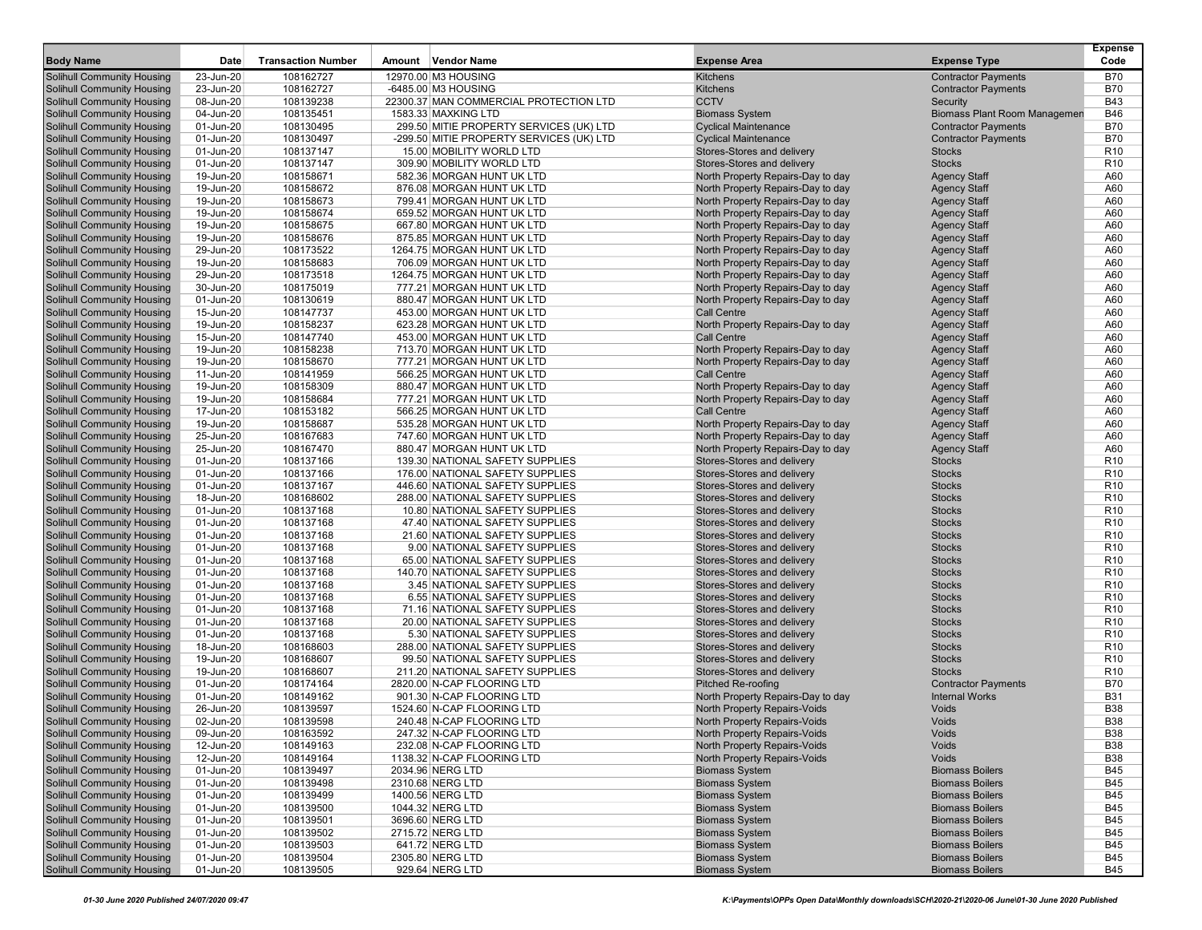| Body Name | Date | Transaction Number | Amount | Vendor Name | Expense Area | Expense Type | Expense Code |
|---|---|---|---|---|---|---|---|
| Solihull Community Housing | 23-Jun-20 | 108162727 | 12970.00 | M3 HOUSING | Kitchens | Contractor Payments | B70 |
| Solihull Community Housing | 23-Jun-20 | 108162727 | -6485.00 | M3 HOUSING | Kitchens | Contractor Payments | B70 |
| Solihull Community Housing | 08-Jun-20 | 108139238 | 22300.37 | MAN COMMERCIAL PROTECTION LTD | CCTV | Security | B43 |
| Solihull Community Housing | 04-Jun-20 | 108135451 | 1583.33 | MAXKING LTD | Biomass System | Biomass Plant Room Managemen | B46 |
| Solihull Community Housing | 01-Jun-20 | 108130495 | 299.50 | MITIE PROPERTY SERVICES (UK) LTD | Cyclical Maintenance | Contractor Payments | B70 |
| Solihull Community Housing | 01-Jun-20 | 108130497 | -299.50 | MITIE PROPERTY SERVICES (UK) LTD | Cyclical Maintenance | Contractor Payments | B70 |
| Solihull Community Housing | 01-Jun-20 | 108137147 | 15.00 | MOBILITY WORLD LTD | Stores-Stores and delivery | Stocks | R10 |
| Solihull Community Housing | 01-Jun-20 | 108137147 | 309.90 | MOBILITY WORLD LTD | Stores-Stores and delivery | Stocks | R10 |
| Solihull Community Housing | 19-Jun-20 | 108158671 | 582.36 | MORGAN HUNT UK LTD | North Property Repairs-Day to day | Agency Staff | A60 |
| Solihull Community Housing | 19-Jun-20 | 108158672 | 876.08 | MORGAN HUNT UK LTD | North Property Repairs-Day to day | Agency Staff | A60 |
| Solihull Community Housing | 19-Jun-20 | 108158673 | 799.41 | MORGAN HUNT UK LTD | North Property Repairs-Day to day | Agency Staff | A60 |
| Solihull Community Housing | 19-Jun-20 | 108158674 | 659.52 | MORGAN HUNT UK LTD | North Property Repairs-Day to day | Agency Staff | A60 |
| Solihull Community Housing | 19-Jun-20 | 108158675 | 667.80 | MORGAN HUNT UK LTD | North Property Repairs-Day to day | Agency Staff | A60 |
| Solihull Community Housing | 19-Jun-20 | 108158676 | 875.85 | MORGAN HUNT UK LTD | North Property Repairs-Day to day | Agency Staff | A60 |
| Solihull Community Housing | 29-Jun-20 | 108173522 | 1264.75 | MORGAN HUNT UK LTD | North Property Repairs-Day to day | Agency Staff | A60 |
| Solihull Community Housing | 19-Jun-20 | 108158683 | 706.09 | MORGAN HUNT UK LTD | North Property Repairs-Day to day | Agency Staff | A60 |
| Solihull Community Housing | 29-Jun-20 | 108173518 | 1264.75 | MORGAN HUNT UK LTD | North Property Repairs-Day to day | Agency Staff | A60 |
| Solihull Community Housing | 30-Jun-20 | 108175019 | 777.21 | MORGAN HUNT UK LTD | North Property Repairs-Day to day | Agency Staff | A60 |
| Solihull Community Housing | 01-Jun-20 | 108130619 | 880.47 | MORGAN HUNT UK LTD | North Property Repairs-Day to day | Agency Staff | A60 |
| Solihull Community Housing | 15-Jun-20 | 108147737 | 453.00 | MORGAN HUNT UK LTD | Call Centre | Agency Staff | A60 |
| Solihull Community Housing | 19-Jun-20 | 108158237 | 623.28 | MORGAN HUNT UK LTD | North Property Repairs-Day to day | Agency Staff | A60 |
| Solihull Community Housing | 15-Jun-20 | 108147740 | 453.00 | MORGAN HUNT UK LTD | Call Centre | Agency Staff | A60 |
| Solihull Community Housing | 19-Jun-20 | 108158238 | 713.70 | MORGAN HUNT UK LTD | North Property Repairs-Day to day | Agency Staff | A60 |
| Solihull Community Housing | 19-Jun-20 | 108158670 | 777.21 | MORGAN HUNT UK LTD | North Property Repairs-Day to day | Agency Staff | A60 |
| Solihull Community Housing | 11-Jun-20 | 108141959 | 566.25 | MORGAN HUNT UK LTD | Call Centre | Agency Staff | A60 |
| Solihull Community Housing | 19-Jun-20 | 108158309 | 880.47 | MORGAN HUNT UK LTD | North Property Repairs-Day to day | Agency Staff | A60 |
| Solihull Community Housing | 19-Jun-20 | 108158684 | 777.21 | MORGAN HUNT UK LTD | North Property Repairs-Day to day | Agency Staff | A60 |
| Solihull Community Housing | 17-Jun-20 | 108153182 | 566.25 | MORGAN HUNT UK LTD | Call Centre | Agency Staff | A60 |
| Solihull Community Housing | 19-Jun-20 | 108158687 | 535.28 | MORGAN HUNT UK LTD | North Property Repairs-Day to day | Agency Staff | A60 |
| Solihull Community Housing | 25-Jun-20 | 108167683 | 747.60 | MORGAN HUNT UK LTD | North Property Repairs-Day to day | Agency Staff | A60 |
| Solihull Community Housing | 25-Jun-20 | 108167470 | 880.47 | MORGAN HUNT UK LTD | North Property Repairs-Day to day | Agency Staff | A60 |
| Solihull Community Housing | 01-Jun-20 | 108137166 | 139.30 | NATIONAL SAFETY SUPPLIES | Stores-Stores and delivery | Stocks | R10 |
| Solihull Community Housing | 01-Jun-20 | 108137166 | 176.00 | NATIONAL SAFETY SUPPLIES | Stores-Stores and delivery | Stocks | R10 |
| Solihull Community Housing | 01-Jun-20 | 108137167 | 446.60 | NATIONAL SAFETY SUPPLIES | Stores-Stores and delivery | Stocks | R10 |
| Solihull Community Housing | 18-Jun-20 | 108168602 | 288.00 | NATIONAL SAFETY SUPPLIES | Stores-Stores and delivery | Stocks | R10 |
| Solihull Community Housing | 01-Jun-20 | 108137168 | 10.80 | NATIONAL SAFETY SUPPLIES | Stores-Stores and delivery | Stocks | R10 |
| Solihull Community Housing | 01-Jun-20 | 108137168 | 47.40 | NATIONAL SAFETY SUPPLIES | Stores-Stores and delivery | Stocks | R10 |
| Solihull Community Housing | 01-Jun-20 | 108137168 | 21.60 | NATIONAL SAFETY SUPPLIES | Stores-Stores and delivery | Stocks | R10 |
| Solihull Community Housing | 01-Jun-20 | 108137168 | 9.00 | NATIONAL SAFETY SUPPLIES | Stores-Stores and delivery | Stocks | R10 |
| Solihull Community Housing | 01-Jun-20 | 108137168 | 65.00 | NATIONAL SAFETY SUPPLIES | Stores-Stores and delivery | Stocks | R10 |
| Solihull Community Housing | 01-Jun-20 | 108137168 | 140.70 | NATIONAL SAFETY SUPPLIES | Stores-Stores and delivery | Stocks | R10 |
| Solihull Community Housing | 01-Jun-20 | 108137168 | 3.45 | NATIONAL SAFETY SUPPLIES | Stores-Stores and delivery | Stocks | R10 |
| Solihull Community Housing | 01-Jun-20 | 108137168 | 6.55 | NATIONAL SAFETY SUPPLIES | Stores-Stores and delivery | Stocks | R10 |
| Solihull Community Housing | 01-Jun-20 | 108137168 | 71.16 | NATIONAL SAFETY SUPPLIES | Stores-Stores and delivery | Stocks | R10 |
| Solihull Community Housing | 01-Jun-20 | 108137168 | 20.00 | NATIONAL SAFETY SUPPLIES | Stores-Stores and delivery | Stocks | R10 |
| Solihull Community Housing | 01-Jun-20 | 108137168 | 5.30 | NATIONAL SAFETY SUPPLIES | Stores-Stores and delivery | Stocks | R10 |
| Solihull Community Housing | 18-Jun-20 | 108168603 | 288.00 | NATIONAL SAFETY SUPPLIES | Stores-Stores and delivery | Stocks | R10 |
| Solihull Community Housing | 19-Jun-20 | 108168607 | 99.50 | NATIONAL SAFETY SUPPLIES | Stores-Stores and delivery | Stocks | R10 |
| Solihull Community Housing | 19-Jun-20 | 108168607 | 211.20 | NATIONAL SAFETY SUPPLIES | Stores-Stores and delivery | Stocks | R10 |
| Solihull Community Housing | 01-Jun-20 | 108174164 | 2820.00 | N-CAP FLOORING LTD | Pitched Re-roofing | Contractor Payments | B70 |
| Solihull Community Housing | 01-Jun-20 | 108149162 | 901.30 | N-CAP FLOORING LTD | North Property Repairs-Day to day | Internal Works | B31 |
| Solihull Community Housing | 26-Jun-20 | 108139597 | 1524.60 | N-CAP FLOORING LTD | North Property Repairs-Voids | Voids | B38 |
| Solihull Community Housing | 02-Jun-20 | 108139598 | 240.48 | N-CAP FLOORING LTD | North Property Repairs-Voids | Voids | B38 |
| Solihull Community Housing | 09-Jun-20 | 108163592 | 247.32 | N-CAP FLOORING LTD | North Property Repairs-Voids | Voids | B38 |
| Solihull Community Housing | 12-Jun-20 | 108149163 | 232.08 | N-CAP FLOORING LTD | North Property Repairs-Voids | Voids | B38 |
| Solihull Community Housing | 12-Jun-20 | 108149164 | 1138.32 | N-CAP FLOORING LTD | North Property Repairs-Voids | Voids | B38 |
| Solihull Community Housing | 01-Jun-20 | 108139497 | 2034.96 | NERG LTD | Biomass System | Biomass Boilers | B45 |
| Solihull Community Housing | 01-Jun-20 | 108139498 | 2310.68 | NERG LTD | Biomass System | Biomass Boilers | B45 |
| Solihull Community Housing | 01-Jun-20 | 108139499 | 1400.56 | NERG LTD | Biomass System | Biomass Boilers | B45 |
| Solihull Community Housing | 01-Jun-20 | 108139500 | 1044.32 | NERG LTD | Biomass System | Biomass Boilers | B45 |
| Solihull Community Housing | 01-Jun-20 | 108139501 | 3696.60 | NERG LTD | Biomass System | Biomass Boilers | B45 |
| Solihull Community Housing | 01-Jun-20 | 108139502 | 2715.72 | NERG LTD | Biomass System | Biomass Boilers | B45 |
| Solihull Community Housing | 01-Jun-20 | 108139503 | 641.72 | NERG LTD | Biomass System | Biomass Boilers | B45 |
| Solihull Community Housing | 01-Jun-20 | 108139504 | 2305.80 | NERG LTD | Biomass System | Biomass Boilers | B45 |
| Solihull Community Housing | 01-Jun-20 | 108139505 | 929.64 | NERG LTD | Biomass System | Biomass Boilers | B45 |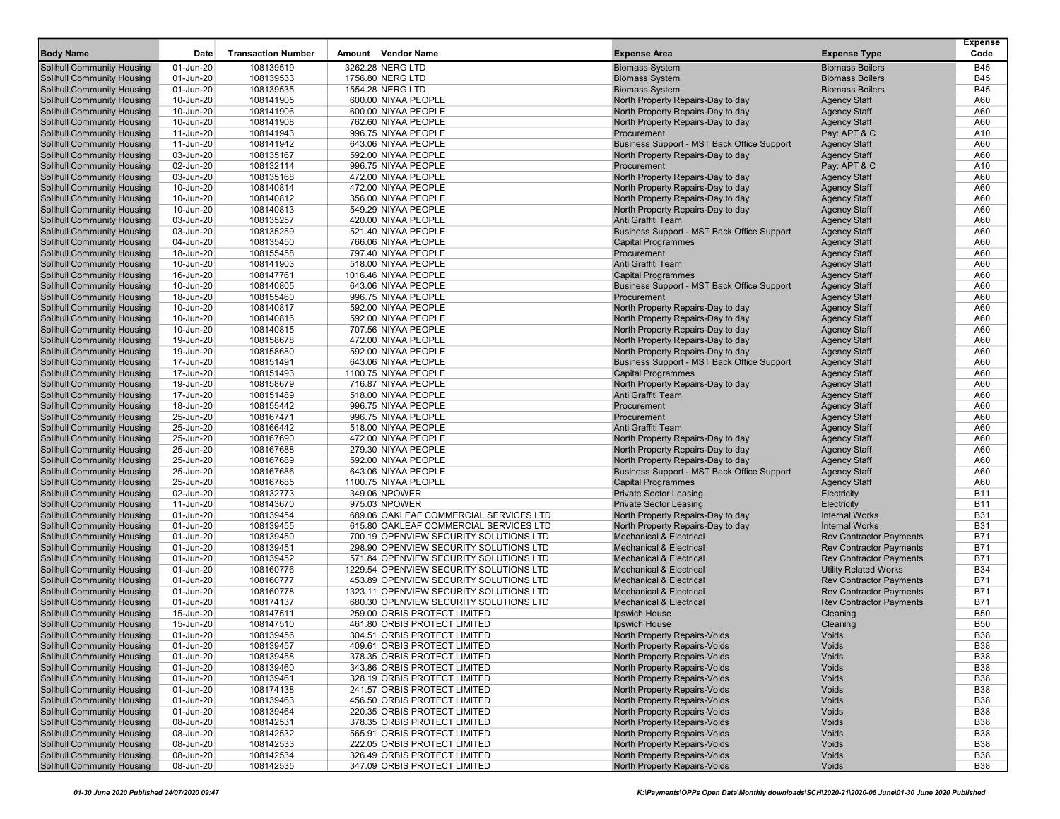| Body Name | Date | Transaction Number | Amount | Vendor Name | Expense Area | Expense Type | Expense Code |
|---|---|---|---|---|---|---|---|
| Solihull Community Housing | 01-Jun-20 | 108139519 | 3262.28 | NERG LTD | Biomass System | Biomass Boilers | B45 |
| Solihull Community Housing | 01-Jun-20 | 108139533 | 1756.80 | NERG LTD | Biomass System | Biomass Boilers | B45 |
| Solihull Community Housing | 01-Jun-20 | 108139535 | 1554.28 | NERG LTD | Biomass System | Biomass Boilers | B45 |
| Solihull Community Housing | 10-Jun-20 | 108141905 | 600.00 | NIYAA PEOPLE | North Property Repairs-Day to day | Agency Staff | A60 |
| Solihull Community Housing | 10-Jun-20 | 108141906 | 600.00 | NIYAA PEOPLE | North Property Repairs-Day to day | Agency Staff | A60 |
| Solihull Community Housing | 10-Jun-20 | 108141908 | 762.60 | NIYAA PEOPLE | North Property Repairs-Day to day | Agency Staff | A60 |
| Solihull Community Housing | 11-Jun-20 | 108141943 | 996.75 | NIYAA PEOPLE | Procurement | Pay: APT & C | A10 |
| Solihull Community Housing | 11-Jun-20 | 108141942 | 643.06 | NIYAA PEOPLE | Business Support - MST Back Office Support | Agency Staff | A60 |
| Solihull Community Housing | 03-Jun-20 | 108135167 | 592.00 | NIYAA PEOPLE | North Property Repairs-Day to day | Agency Staff | A60 |
| Solihull Community Housing | 02-Jun-20 | 108132114 | 996.75 | NIYAA PEOPLE | Procurement | Pay: APT & C | A10 |
| Solihull Community Housing | 03-Jun-20 | 108135168 | 472.00 | NIYAA PEOPLE | North Property Repairs-Day to day | Agency Staff | A60 |
| Solihull Community Housing | 10-Jun-20 | 108140814 | 472.00 | NIYAA PEOPLE | North Property Repairs-Day to day | Agency Staff | A60 |
| Solihull Community Housing | 10-Jun-20 | 108140812 | 356.00 | NIYAA PEOPLE | North Property Repairs-Day to day | Agency Staff | A60 |
| Solihull Community Housing | 10-Jun-20 | 108140813 | 549.29 | NIYAA PEOPLE | North Property Repairs-Day to day | Agency Staff | A60 |
| Solihull Community Housing | 03-Jun-20 | 108135257 | 420.00 | NIYAA PEOPLE | Anti Graffiti Team | Agency Staff | A60 |
| Solihull Community Housing | 03-Jun-20 | 108135259 | 521.40 | NIYAA PEOPLE | Business Support - MST Back Office Support | Agency Staff | A60 |
| Solihull Community Housing | 04-Jun-20 | 108135450 | 766.06 | NIYAA PEOPLE | Capital Programmes | Agency Staff | A60 |
| Solihull Community Housing | 18-Jun-20 | 108155458 | 797.40 | NIYAA PEOPLE | Procurement | Agency Staff | A60 |
| Solihull Community Housing | 10-Jun-20 | 108141903 | 518.00 | NIYAA PEOPLE | Anti Graffiti Team | Agency Staff | A60 |
| Solihull Community Housing | 16-Jun-20 | 108147761 | 1016.46 | NIYAA PEOPLE | Capital Programmes | Agency Staff | A60 |
| Solihull Community Housing | 10-Jun-20 | 108140805 | 643.06 | NIYAA PEOPLE | Business Support - MST Back Office Support | Agency Staff | A60 |
| Solihull Community Housing | 18-Jun-20 | 108155460 | 996.75 | NIYAA PEOPLE | Procurement | Agency Staff | A60 |
| Solihull Community Housing | 10-Jun-20 | 108140817 | 592.00 | NIYAA PEOPLE | North Property Repairs-Day to day | Agency Staff | A60 |
| Solihull Community Housing | 10-Jun-20 | 108140816 | 592.00 | NIYAA PEOPLE | North Property Repairs-Day to day | Agency Staff | A60 |
| Solihull Community Housing | 10-Jun-20 | 108140815 | 707.56 | NIYAA PEOPLE | North Property Repairs-Day to day | Agency Staff | A60 |
| Solihull Community Housing | 19-Jun-20 | 108158678 | 472.00 | NIYAA PEOPLE | North Property Repairs-Day to day | Agency Staff | A60 |
| Solihull Community Housing | 19-Jun-20 | 108158680 | 592.00 | NIYAA PEOPLE | North Property Repairs-Day to day | Agency Staff | A60 |
| Solihull Community Housing | 17-Jun-20 | 108151491 | 643.06 | NIYAA PEOPLE | Business Support - MST Back Office Support | Agency Staff | A60 |
| Solihull Community Housing | 17-Jun-20 | 108151493 | 1100.75 | NIYAA PEOPLE | Capital Programmes | Agency Staff | A60 |
| Solihull Community Housing | 19-Jun-20 | 108158679 | 716.87 | NIYAA PEOPLE | North Property Repairs-Day to day | Agency Staff | A60 |
| Solihull Community Housing | 17-Jun-20 | 108151489 | 518.00 | NIYAA PEOPLE | Anti Graffiti Team | Agency Staff | A60 |
| Solihull Community Housing | 18-Jun-20 | 108155442 | 996.75 | NIYAA PEOPLE | Procurement | Agency Staff | A60 |
| Solihull Community Housing | 25-Jun-20 | 108167471 | 996.75 | NIYAA PEOPLE | Procurement | Agency Staff | A60 |
| Solihull Community Housing | 25-Jun-20 | 108166442 | 518.00 | NIYAA PEOPLE | Anti Graffiti Team | Agency Staff | A60 |
| Solihull Community Housing | 25-Jun-20 | 108167690 | 472.00 | NIYAA PEOPLE | North Property Repairs-Day to day | Agency Staff | A60 |
| Solihull Community Housing | 25-Jun-20 | 108167688 | 279.30 | NIYAA PEOPLE | North Property Repairs-Day to day | Agency Staff | A60 |
| Solihull Community Housing | 25-Jun-20 | 108167689 | 592.00 | NIYAA PEOPLE | North Property Repairs-Day to day | Agency Staff | A60 |
| Solihull Community Housing | 25-Jun-20 | 108167686 | 643.06 | NIYAA PEOPLE | Business Support - MST Back Office Support | Agency Staff | A60 |
| Solihull Community Housing | 25-Jun-20 | 108167685 | 1100.75 | NIYAA PEOPLE | Capital Programmes | Agency Staff | A60 |
| Solihull Community Housing | 02-Jun-20 | 108132773 | 349.06 | NPOWER | Private Sector Leasing | Electricity | B11 |
| Solihull Community Housing | 11-Jun-20 | 108143670 | 975.03 | NPOWER | Private Sector Leasing | Electricity | B11 |
| Solihull Community Housing | 01-Jun-20 | 108139454 | 689.06 | OAKLEAF COMMERCIAL SERVICES LTD | North Property Repairs-Day to day | Internal Works | B31 |
| Solihull Community Housing | 01-Jun-20 | 108139455 | 615.80 | OAKLEAF COMMERCIAL SERVICES LTD | North Property Repairs-Day to day | Internal Works | B31 |
| Solihull Community Housing | 01-Jun-20 | 108139450 | 700.19 | OPENVIEW SECURITY SOLUTIONS LTD | Mechanical & Electrical | Rev Contractor Payments | B71 |
| Solihull Community Housing | 01-Jun-20 | 108139451 | 298.90 | OPENVIEW SECURITY SOLUTIONS LTD | Mechanical & Electrical | Rev Contractor Payments | B71 |
| Solihull Community Housing | 01-Jun-20 | 108139452 | 571.84 | OPENVIEW SECURITY SOLUTIONS LTD | Mechanical & Electrical | Rev Contractor Payments | B71 |
| Solihull Community Housing | 01-Jun-20 | 108160776 | 1229.54 | OPENVIEW SECURITY SOLUTIONS LTD | Mechanical & Electrical | Utility Related Works | B34 |
| Solihull Community Housing | 01-Jun-20 | 108160777 | 453.89 | OPENVIEW SECURITY SOLUTIONS LTD | Mechanical & Electrical | Rev Contractor Payments | B71 |
| Solihull Community Housing | 01-Jun-20 | 108160778 | 1323.11 | OPENVIEW SECURITY SOLUTIONS LTD | Mechanical & Electrical | Rev Contractor Payments | B71 |
| Solihull Community Housing | 01-Jun-20 | 108174137 | 680.30 | OPENVIEW SECURITY SOLUTIONS LTD | Mechanical & Electrical | Rev Contractor Payments | B71 |
| Solihull Community Housing | 15-Jun-20 | 108147511 | 259.00 | ORBIS PROTECT LIMITED | Ipswich House | Cleaning | B50 |
| Solihull Community Housing | 15-Jun-20 | 108147510 | 461.80 | ORBIS PROTECT LIMITED | Ipswich House | Cleaning | B50 |
| Solihull Community Housing | 01-Jun-20 | 108139456 | 304.51 | ORBIS PROTECT LIMITED | North Property Repairs-Voids | Voids | B38 |
| Solihull Community Housing | 01-Jun-20 | 108139457 | 409.61 | ORBIS PROTECT LIMITED | North Property Repairs-Voids | Voids | B38 |
| Solihull Community Housing | 01-Jun-20 | 108139458 | 378.35 | ORBIS PROTECT LIMITED | North Property Repairs-Voids | Voids | B38 |
| Solihull Community Housing | 01-Jun-20 | 108139460 | 343.86 | ORBIS PROTECT LIMITED | North Property Repairs-Voids | Voids | B38 |
| Solihull Community Housing | 01-Jun-20 | 108139461 | 328.19 | ORBIS PROTECT LIMITED | North Property Repairs-Voids | Voids | B38 |
| Solihull Community Housing | 01-Jun-20 | 108174138 | 241.57 | ORBIS PROTECT LIMITED | North Property Repairs-Voids | Voids | B38 |
| Solihull Community Housing | 01-Jun-20 | 108139463 | 456.50 | ORBIS PROTECT LIMITED | North Property Repairs-Voids | Voids | B38 |
| Solihull Community Housing | 01-Jun-20 | 108139464 | 220.35 | ORBIS PROTECT LIMITED | North Property Repairs-Voids | Voids | B38 |
| Solihull Community Housing | 08-Jun-20 | 108142531 | 378.35 | ORBIS PROTECT LIMITED | North Property Repairs-Voids | Voids | B38 |
| Solihull Community Housing | 08-Jun-20 | 108142532 | 565.91 | ORBIS PROTECT LIMITED | North Property Repairs-Voids | Voids | B38 |
| Solihull Community Housing | 08-Jun-20 | 108142533 | 222.05 | ORBIS PROTECT LIMITED | North Property Repairs-Voids | Voids | B38 |
| Solihull Community Housing | 08-Jun-20 | 108142534 | 326.49 | ORBIS PROTECT LIMITED | North Property Repairs-Voids | Voids | B38 |
| Solihull Community Housing | 08-Jun-20 | 108142535 | 347.09 | ORBIS PROTECT LIMITED | North Property Repairs-Voids | Voids | B38 |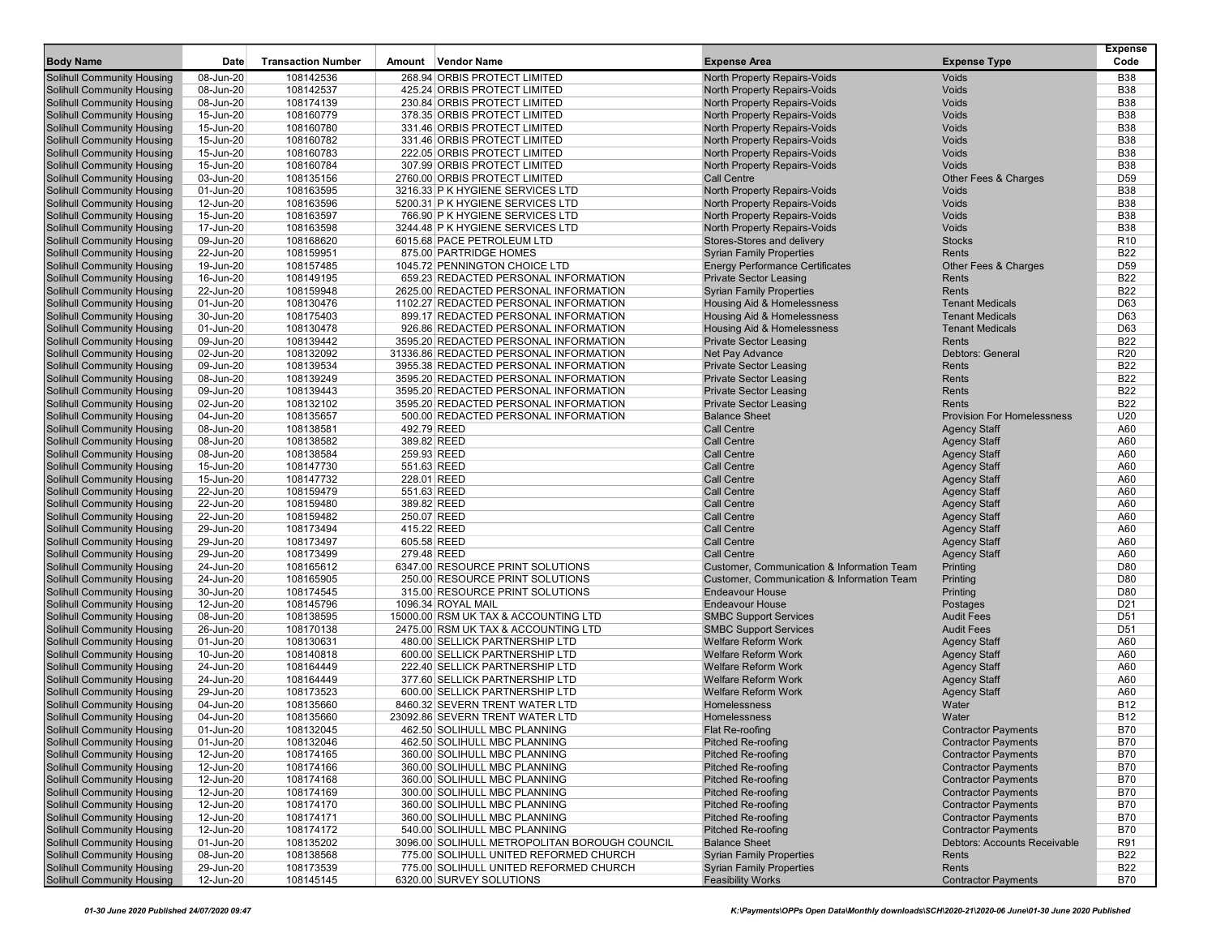| Body Name | Date | Transaction Number | Amount | Vendor Name | Expense Area | Expense Type | Expense Code |
|---|---|---|---|---|---|---|---|
| Solihull Community Housing | 08-Jun-20 | 108142536 | 268.94 | ORBIS PROTECT LIMITED | North Property Repairs-Voids | Voids | B38 |
| Solihull Community Housing | 08-Jun-20 | 108142537 | 425.24 | ORBIS PROTECT LIMITED | North Property Repairs-Voids | Voids | B38 |
| Solihull Community Housing | 08-Jun-20 | 108174139 | 230.84 | ORBIS PROTECT LIMITED | North Property Repairs-Voids | Voids | B38 |
| Solihull Community Housing | 15-Jun-20 | 108160779 | 378.35 | ORBIS PROTECT LIMITED | North Property Repairs-Voids | Voids | B38 |
| Solihull Community Housing | 15-Jun-20 | 108160780 | 331.46 | ORBIS PROTECT LIMITED | North Property Repairs-Voids | Voids | B38 |
| Solihull Community Housing | 15-Jun-20 | 108160782 | 331.46 | ORBIS PROTECT LIMITED | North Property Repairs-Voids | Voids | B38 |
| Solihull Community Housing | 15-Jun-20 | 108160783 | 222.05 | ORBIS PROTECT LIMITED | North Property Repairs-Voids | Voids | B38 |
| Solihull Community Housing | 15-Jun-20 | 108160784 | 307.99 | ORBIS PROTECT LIMITED | North Property Repairs-Voids | Voids | B38 |
| Solihull Community Housing | 03-Jun-20 | 108135156 | 2760.00 | ORBIS PROTECT LIMITED | Call Centre | Other Fees & Charges | D59 |
| Solihull Community Housing | 01-Jun-20 | 108163595 | 3216.33 | P K HYGIENE SERVICES LTD | North Property Repairs-Voids | Voids | B38 |
| Solihull Community Housing | 12-Jun-20 | 108163596 | 5200.31 | P K HYGIENE SERVICES LTD | North Property Repairs-Voids | Voids | B38 |
| Solihull Community Housing | 15-Jun-20 | 108163597 | 766.90 | P K HYGIENE SERVICES LTD | North Property Repairs-Voids | Voids | B38 |
| Solihull Community Housing | 17-Jun-20 | 108163598 | 3244.48 | P K HYGIENE SERVICES LTD | North Property Repairs-Voids | Voids | B38 |
| Solihull Community Housing | 09-Jun-20 | 108168620 | 6015.68 | PACE PETROLEUM LTD | Stores-Stores and delivery | Stocks | R10 |
| Solihull Community Housing | 22-Jun-20 | 108159951 | 875.00 | PARTRIDGE HOMES | Syrian Family Properties | Rents | B22 |
| Solihull Community Housing | 19-Jun-20 | 108157485 | 1045.72 | PENNINGTON CHOICE LTD | Energy Performance Certificates | Other Fees & Charges | D59 |
| Solihull Community Housing | 16-Jun-20 | 108149195 | 659.23 | REDACTED PERSONAL INFORMATION | Private Sector Leasing | Rents | B22 |
| Solihull Community Housing | 22-Jun-20 | 108159948 | 2625.00 | REDACTED PERSONAL INFORMATION | Syrian Family Properties | Rents | B22 |
| Solihull Community Housing | 01-Jun-20 | 108130476 | 1102.27 | REDACTED PERSONAL INFORMATION | Housing Aid & Homelessness | Tenant Medicals | D63 |
| Solihull Community Housing | 30-Jun-20 | 108175403 | 899.17 | REDACTED PERSONAL INFORMATION | Housing Aid & Homelessness | Tenant Medicals | D63 |
| Solihull Community Housing | 01-Jun-20 | 108130478 | 926.86 | REDACTED PERSONAL INFORMATION | Housing Aid & Homelessness | Tenant Medicals | D63 |
| Solihull Community Housing | 09-Jun-20 | 108139442 | 3595.20 | REDACTED PERSONAL INFORMATION | Private Sector Leasing | Rents | B22 |
| Solihull Community Housing | 02-Jun-20 | 108132092 | 31336.86 | REDACTED PERSONAL INFORMATION | Net Pay Advance | Debtors: General | R20 |
| Solihull Community Housing | 09-Jun-20 | 108139534 | 3955.38 | REDACTED PERSONAL INFORMATION | Private Sector Leasing | Rents | B22 |
| Solihull Community Housing | 08-Jun-20 | 108139249 | 3595.20 | REDACTED PERSONAL INFORMATION | Private Sector Leasing | Rents | B22 |
| Solihull Community Housing | 09-Jun-20 | 108139443 | 3595.20 | REDACTED PERSONAL INFORMATION | Private Sector Leasing | Rents | B22 |
| Solihull Community Housing | 02-Jun-20 | 108132102 | 3595.20 | REDACTED PERSONAL INFORMATION | Private Sector Leasing | Rents | B22 |
| Solihull Community Housing | 04-Jun-20 | 108135657 | 500.00 | REDACTED PERSONAL INFORMATION | Balance Sheet | Provision For Homelessness | U20 |
| Solihull Community Housing | 08-Jun-20 | 108138581 | 492.79 | REED | Call Centre | Agency Staff | A60 |
| Solihull Community Housing | 08-Jun-20 | 108138582 | 389.82 | REED | Call Centre | Agency Staff | A60 |
| Solihull Community Housing | 08-Jun-20 | 108138584 | 259.93 | REED | Call Centre | Agency Staff | A60 |
| Solihull Community Housing | 15-Jun-20 | 108147730 | 551.63 | REED | Call Centre | Agency Staff | A60 |
| Solihull Community Housing | 15-Jun-20 | 108147732 | 228.01 | REED | Call Centre | Agency Staff | A60 |
| Solihull Community Housing | 22-Jun-20 | 108159479 | 551.63 | REED | Call Centre | Agency Staff | A60 |
| Solihull Community Housing | 22-Jun-20 | 108159480 | 389.82 | REED | Call Centre | Agency Staff | A60 |
| Solihull Community Housing | 22-Jun-20 | 108159482 | 250.07 | REED | Call Centre | Agency Staff | A60 |
| Solihull Community Housing | 29-Jun-20 | 108173494 | 415.22 | REED | Call Centre | Agency Staff | A60 |
| Solihull Community Housing | 29-Jun-20 | 108173497 | 605.58 | REED | Call Centre | Agency Staff | A60 |
| Solihull Community Housing | 29-Jun-20 | 108173499 | 279.48 | REED | Call Centre | Agency Staff | A60 |
| Solihull Community Housing | 24-Jun-20 | 108165612 | 6347.00 | RESOURCE PRINT SOLUTIONS | Customer, Communication & Information Team | Printing | D80 |
| Solihull Community Housing | 24-Jun-20 | 108165905 | 250.00 | RESOURCE PRINT SOLUTIONS | Customer, Communication & Information Team | Printing | D80 |
| Solihull Community Housing | 30-Jun-20 | 108174545 | 315.00 | RESOURCE PRINT SOLUTIONS | Endeavour House | Printing | D80 |
| Solihull Community Housing | 12-Jun-20 | 108145796 | 1096.34 | ROYAL MAIL | Endeavour House | Postages | D21 |
| Solihull Community Housing | 08-Jun-20 | 108138595 | 15000.00 | RSM UK TAX & ACCOUNTING LTD | SMBC Support Services | Audit Fees | D51 |
| Solihull Community Housing | 26-Jun-20 | 108170138 | 2475.00 | RSM UK TAX & ACCOUNTING LTD | SMBC Support Services | Audit Fees | D51 |
| Solihull Community Housing | 01-Jun-20 | 108130631 | 480.00 | SELLICK PARTNERSHIP LTD | Welfare Reform Work | Agency Staff | A60 |
| Solihull Community Housing | 10-Jun-20 | 108140818 | 600.00 | SELLICK PARTNERSHIP LTD | Welfare Reform Work | Agency Staff | A60 |
| Solihull Community Housing | 24-Jun-20 | 108164449 | 222.40 | SELLICK PARTNERSHIP LTD | Welfare Reform Work | Agency Staff | A60 |
| Solihull Community Housing | 24-Jun-20 | 108164449 | 377.60 | SELLICK PARTNERSHIP LTD | Welfare Reform Work | Agency Staff | A60 |
| Solihull Community Housing | 29-Jun-20 | 108173523 | 600.00 | SELLICK PARTNERSHIP LTD | Welfare Reform Work | Agency Staff | A60 |
| Solihull Community Housing | 04-Jun-20 | 108135660 | 8460.32 | SEVERN TRENT WATER LTD | Homelessness | Water | B12 |
| Solihull Community Housing | 04-Jun-20 | 108135660 | 23092.86 | SEVERN TRENT WATER LTD | Homelessness | Water | B12 |
| Solihull Community Housing | 01-Jun-20 | 108132045 | 462.50 | SOLIHULL MBC PLANNING | Flat Re-roofing | Contractor Payments | B70 |
| Solihull Community Housing | 01-Jun-20 | 108132046 | 462.50 | SOLIHULL MBC PLANNING | Pitched Re-roofing | Contractor Payments | B70 |
| Solihull Community Housing | 12-Jun-20 | 108174165 | 360.00 | SOLIHULL MBC PLANNING | Pitched Re-roofing | Contractor Payments | B70 |
| Solihull Community Housing | 12-Jun-20 | 108174166 | 360.00 | SOLIHULL MBC PLANNING | Pitched Re-roofing | Contractor Payments | B70 |
| Solihull Community Housing | 12-Jun-20 | 108174168 | 360.00 | SOLIHULL MBC PLANNING | Pitched Re-roofing | Contractor Payments | B70 |
| Solihull Community Housing | 12-Jun-20 | 108174169 | 300.00 | SOLIHULL MBC PLANNING | Pitched Re-roofing | Contractor Payments | B70 |
| Solihull Community Housing | 12-Jun-20 | 108174170 | 360.00 | SOLIHULL MBC PLANNING | Pitched Re-roofing | Contractor Payments | B70 |
| Solihull Community Housing | 12-Jun-20 | 108174171 | 360.00 | SOLIHULL MBC PLANNING | Pitched Re-roofing | Contractor Payments | B70 |
| Solihull Community Housing | 12-Jun-20 | 108174172 | 540.00 | SOLIHULL MBC PLANNING | Pitched Re-roofing | Contractor Payments | B70 |
| Solihull Community Housing | 01-Jun-20 | 108135202 | 3096.00 | SOLIHULL METROPOLITAN BOROUGH COUNCIL | Balance Sheet | Debtors: Accounts Receivable | R91 |
| Solihull Community Housing | 08-Jun-20 | 108138568 | 775.00 | SOLIHULL UNITED REFORMED CHURCH | Syrian Family Properties | Rents | B22 |
| Solihull Community Housing | 29-Jun-20 | 108173539 | 775.00 | SOLIHULL UNITED REFORMED CHURCH | Syrian Family Properties | Rents | B22 |
| Solihull Community Housing | 12-Jun-20 | 108145145 | 6320.00 | SURVEY SOLUTIONS | Feasibility Works | Contractor Payments | B70 |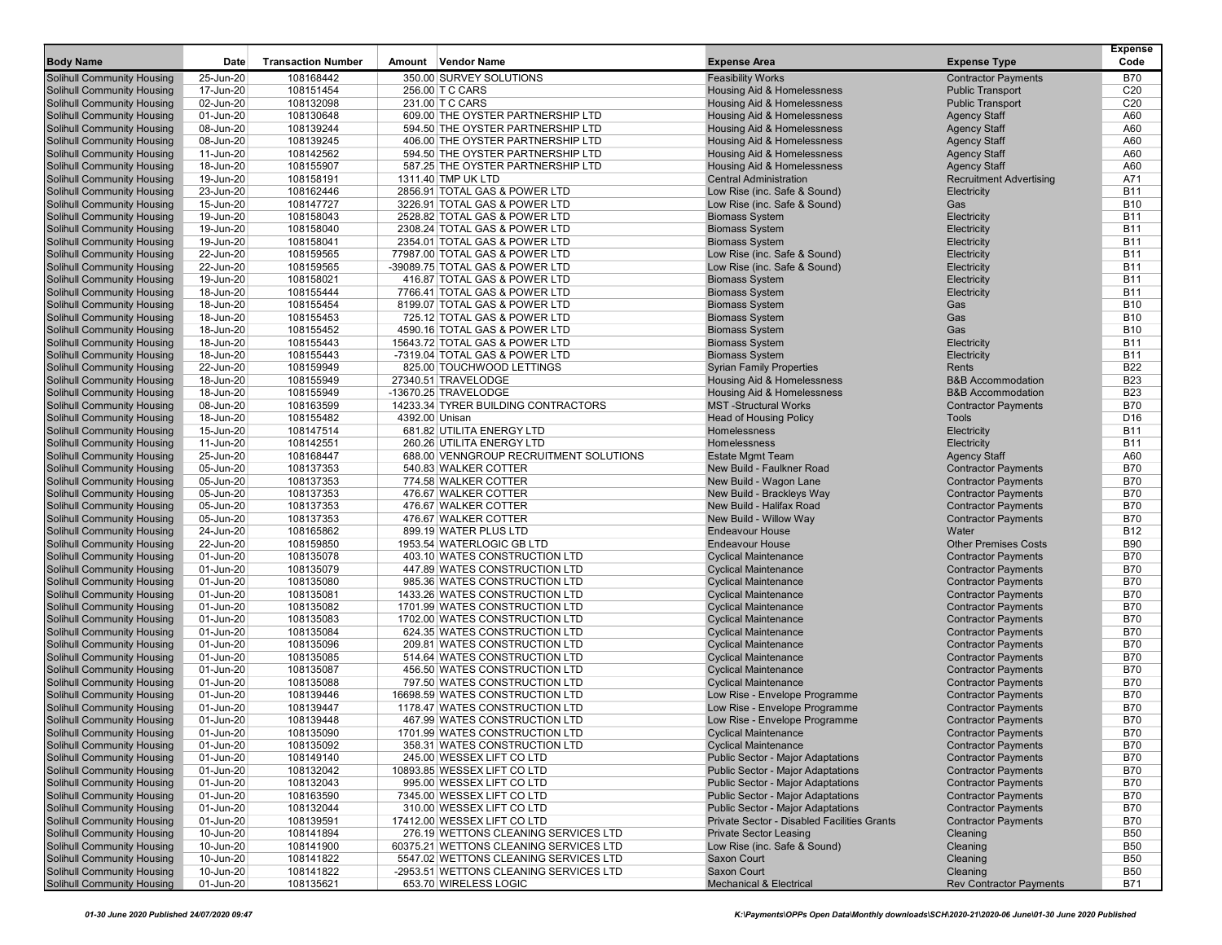| Body Name | Date | Transaction Number | Amount | Vendor Name | Expense Area | Expense Type | Expense Code |
|---|---|---|---|---|---|---|---|
| Solihull Community Housing | 25-Jun-20 | 108168442 | 350.00 | SURVEY SOLUTIONS | Feasibility Works | Contractor Payments | B70 |
| Solihull Community Housing | 17-Jun-20 | 108151454 | 256.00 | T C CARS | Housing Aid & Homelessness | Public Transport | C20 |
| Solihull Community Housing | 02-Jun-20 | 108132098 | 231.00 | T C CARS | Housing Aid & Homelessness | Public Transport | C20 |
| Solihull Community Housing | 01-Jun-20 | 108130648 | 609.00 | THE OYSTER PARTNERSHIP LTD | Housing Aid & Homelessness | Agency Staff | A60 |
| Solihull Community Housing | 08-Jun-20 | 108139244 | 594.50 | THE OYSTER PARTNERSHIP LTD | Housing Aid & Homelessness | Agency Staff | A60 |
| Solihull Community Housing | 08-Jun-20 | 108139245 | 406.00 | THE OYSTER PARTNERSHIP LTD | Housing Aid & Homelessness | Agency Staff | A60 |
| Solihull Community Housing | 11-Jun-20 | 108142562 | 594.50 | THE OYSTER PARTNERSHIP LTD | Housing Aid & Homelessness | Agency Staff | A60 |
| Solihull Community Housing | 18-Jun-20 | 108155907 | 587.25 | THE OYSTER PARTNERSHIP LTD | Housing Aid & Homelessness | Agency Staff | A60 |
| Solihull Community Housing | 19-Jun-20 | 108158191 | 1311.40 | TMP UK LTD | Central Administration | Recruitment Advertising | A71 |
| Solihull Community Housing | 23-Jun-20 | 108162446 | 2856.91 | TOTAL GAS & POWER LTD | Low Rise (inc. Safe & Sound) | Electricity | B11 |
| Solihull Community Housing | 15-Jun-20 | 108147727 | 3226.91 | TOTAL GAS & POWER LTD | Low Rise (inc. Safe & Sound) | Gas | B10 |
| Solihull Community Housing | 19-Jun-20 | 108158043 | 2528.82 | TOTAL GAS & POWER LTD | Biomass System | Electricity | B11 |
| Solihull Community Housing | 19-Jun-20 | 108158040 | 2308.24 | TOTAL GAS & POWER LTD | Biomass System | Electricity | B11 |
| Solihull Community Housing | 19-Jun-20 | 108158041 | 2354.01 | TOTAL GAS & POWER LTD | Biomass System | Electricity | B11 |
| Solihull Community Housing | 22-Jun-20 | 108159565 | 77987.00 | TOTAL GAS & POWER LTD | Low Rise (inc. Safe & Sound) | Electricity | B11 |
| Solihull Community Housing | 22-Jun-20 | 108159565 | -39089.75 | TOTAL GAS & POWER LTD | Low Rise (inc. Safe & Sound) | Electricity | B11 |
| Solihull Community Housing | 19-Jun-20 | 108158021 | 416.87 | TOTAL GAS & POWER LTD | Biomass System | Electricity | B11 |
| Solihull Community Housing | 18-Jun-20 | 108155444 | 7766.41 | TOTAL GAS & POWER LTD | Biomass System | Electricity | B11 |
| Solihull Community Housing | 18-Jun-20 | 108155454 | 8199.07 | TOTAL GAS & POWER LTD | Biomass System | Gas | B10 |
| Solihull Community Housing | 18-Jun-20 | 108155453 | 725.12 | TOTAL GAS & POWER LTD | Biomass System | Gas | B10 |
| Solihull Community Housing | 18-Jun-20 | 108155452 | 4590.16 | TOTAL GAS & POWER LTD | Biomass System | Gas | B10 |
| Solihull Community Housing | 18-Jun-20 | 108155443 | 15643.72 | TOTAL GAS & POWER LTD | Biomass System | Electricity | B11 |
| Solihull Community Housing | 18-Jun-20 | 108155443 | -7319.04 | TOTAL GAS & POWER LTD | Biomass System | Electricity | B11 |
| Solihull Community Housing | 22-Jun-20 | 108159949 | 825.00 | TOUCHWOOD LETTINGS | Syrian Family Properties | Rents | B22 |
| Solihull Community Housing | 18-Jun-20 | 108155949 | 27340.51 | TRAVELODGE | Housing Aid & Homelessness | B&B Accommodation | B23 |
| Solihull Community Housing | 18-Jun-20 | 108155949 | -13670.25 | TRAVELODGE | Housing Aid & Homelessness | B&B Accommodation | B23 |
| Solihull Community Housing | 08-Jun-20 | 108163599 | 14233.34 | TYRER BUILDING CONTRACTORS | MST -Structural Works | Contractor Payments | B70 |
| Solihull Community Housing | 18-Jun-20 | 108155482 | 4392.00 | Unisan | Head of Housing Policy | Tools | D16 |
| Solihull Community Housing | 15-Jun-20 | 108147514 | 681.82 | UTILITA ENERGY LTD | Homelessness | Electricity | B11 |
| Solihull Community Housing | 11-Jun-20 | 108142551 | 260.26 | UTILITA ENERGY LTD | Homelessness | Electricity | B11 |
| Solihull Community Housing | 25-Jun-20 | 108168447 | 688.00 | VENNGROUP RECRUITMENT SOLUTIONS | Estate Mgmt Team | Agency Staff | A60 |
| Solihull Community Housing | 05-Jun-20 | 108137353 | 540.83 | WALKER COTTER | New Build - Faulkner Road | Contractor Payments | B70 |
| Solihull Community Housing | 05-Jun-20 | 108137353 | 774.58 | WALKER COTTER | New Build - Wagon Lane | Contractor Payments | B70 |
| Solihull Community Housing | 05-Jun-20 | 108137353 | 476.67 | WALKER COTTER | New Build - Brackleys Way | Contractor Payments | B70 |
| Solihull Community Housing | 05-Jun-20 | 108137353 | 476.67 | WALKER COTTER | New Build - Halifax Road | Contractor Payments | B70 |
| Solihull Community Housing | 05-Jun-20 | 108137353 | 476.67 | WALKER COTTER | New Build - Willow Way | Contractor Payments | B70 |
| Solihull Community Housing | 24-Jun-20 | 108165862 | 899.19 | WATER PLUS LTD | Endeavour House | Water | B12 |
| Solihull Community Housing | 22-Jun-20 | 108159850 | 1953.54 | WATERLOGIC GB LTD | Endeavour House | Other Premises Costs | B90 |
| Solihull Community Housing | 01-Jun-20 | 108135078 | 403.10 | WATES CONSTRUCTION LTD | Cyclical Maintenance | Contractor Payments | B70 |
| Solihull Community Housing | 01-Jun-20 | 108135079 | 447.89 | WATES CONSTRUCTION LTD | Cyclical Maintenance | Contractor Payments | B70 |
| Solihull Community Housing | 01-Jun-20 | 108135080 | 985.36 | WATES CONSTRUCTION LTD | Cyclical Maintenance | Contractor Payments | B70 |
| Solihull Community Housing | 01-Jun-20 | 108135081 | 1433.26 | WATES CONSTRUCTION LTD | Cyclical Maintenance | Contractor Payments | B70 |
| Solihull Community Housing | 01-Jun-20 | 108135082 | 1701.99 | WATES CONSTRUCTION LTD | Cyclical Maintenance | Contractor Payments | B70 |
| Solihull Community Housing | 01-Jun-20 | 108135083 | 1702.00 | WATES CONSTRUCTION LTD | Cyclical Maintenance | Contractor Payments | B70 |
| Solihull Community Housing | 01-Jun-20 | 108135084 | 624.35 | WATES CONSTRUCTION LTD | Cyclical Maintenance | Contractor Payments | B70 |
| Solihull Community Housing | 01-Jun-20 | 108135096 | 209.81 | WATES CONSTRUCTION LTD | Cyclical Maintenance | Contractor Payments | B70 |
| Solihull Community Housing | 01-Jun-20 | 108135085 | 514.64 | WATES CONSTRUCTION LTD | Cyclical Maintenance | Contractor Payments | B70 |
| Solihull Community Housing | 01-Jun-20 | 108135087 | 456.50 | WATES CONSTRUCTION LTD | Cyclical Maintenance | Contractor Payments | B70 |
| Solihull Community Housing | 01-Jun-20 | 108135088 | 797.50 | WATES CONSTRUCTION LTD | Cyclical Maintenance | Contractor Payments | B70 |
| Solihull Community Housing | 01-Jun-20 | 108139446 | 16698.59 | WATES CONSTRUCTION LTD | Low Rise - Envelope Programme | Contractor Payments | B70 |
| Solihull Community Housing | 01-Jun-20 | 108139447 | 1178.47 | WATES CONSTRUCTION LTD | Low Rise - Envelope Programme | Contractor Payments | B70 |
| Solihull Community Housing | 01-Jun-20 | 108139448 | 467.99 | WATES CONSTRUCTION LTD | Low Rise - Envelope Programme | Contractor Payments | B70 |
| Solihull Community Housing | 01-Jun-20 | 108135090 | 1701.99 | WATES CONSTRUCTION LTD | Cyclical Maintenance | Contractor Payments | B70 |
| Solihull Community Housing | 01-Jun-20 | 108135092 | 358.31 | WATES CONSTRUCTION LTD | Cyclical Maintenance | Contractor Payments | B70 |
| Solihull Community Housing | 01-Jun-20 | 108149140 | 245.00 | WESSEX LIFT CO LTD | Public Sector - Major Adaptations | Contractor Payments | B70 |
| Solihull Community Housing | 01-Jun-20 | 108132042 | 10893.85 | WESSEX LIFT CO LTD | Public Sector - Major Adaptations | Contractor Payments | B70 |
| Solihull Community Housing | 01-Jun-20 | 108132043 | 995.00 | WESSEX LIFT CO LTD | Public Sector - Major Adaptations | Contractor Payments | B70 |
| Solihull Community Housing | 01-Jun-20 | 108163590 | 7345.00 | WESSEX LIFT CO LTD | Public Sector - Major Adaptations | Contractor Payments | B70 |
| Solihull Community Housing | 01-Jun-20 | 108132044 | 310.00 | WESSEX LIFT CO LTD | Public Sector - Major Adaptations | Contractor Payments | B70 |
| Solihull Community Housing | 01-Jun-20 | 108139591 | 17412.00 | WESSEX LIFT CO LTD | Private Sector - Disabled Facilities Grants | Contractor Payments | B70 |
| Solihull Community Housing | 10-Jun-20 | 108141894 | 276.19 | WETTONS CLEANING SERVICES LTD | Private Sector Leasing | Cleaning | B50 |
| Solihull Community Housing | 10-Jun-20 | 108141900 | 60375.21 | WETTONS CLEANING SERVICES LTD | Low Rise (inc. Safe & Sound) | Cleaning | B50 |
| Solihull Community Housing | 10-Jun-20 | 108141822 | 5547.02 | WETTONS CLEANING SERVICES LTD | Saxon Court | Cleaning | B50 |
| Solihull Community Housing | 10-Jun-20 | 108141822 | -2953.51 | WETTONS CLEANING SERVICES LTD | Saxon Court | Cleaning | B50 |
| Solihull Community Housing | 01-Jun-20 | 108135621 | 653.70 | WIRELESS LOGIC | Mechanical & Electrical | Rev Contractor Payments | B71 |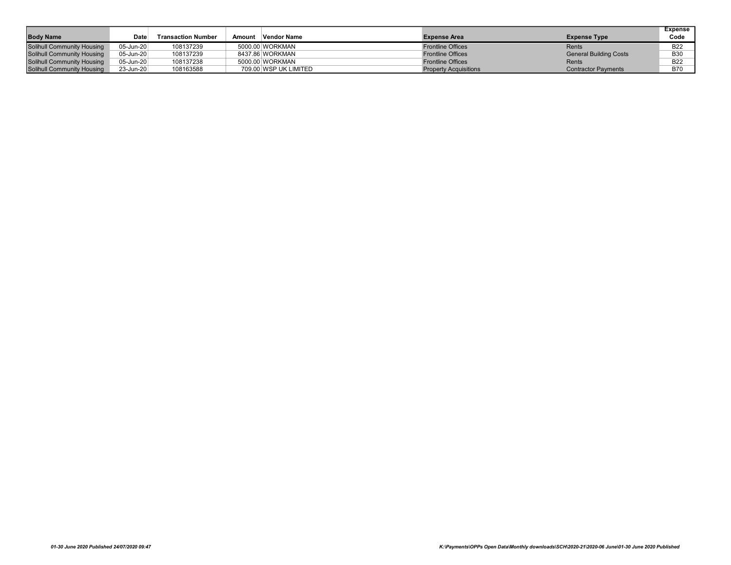| Body Name | Date | Transaction Number | Amount | Vendor Name | Expense Area | Expense Type | Expense Code |
|---|---|---|---|---|---|---|---|
| Solihull Community Housing | 05-Jun-20 | 108137239 | 5000.00 | WORKMAN | Frontline Offices | Rents | B22 |
| Solihull Community Housing | 05-Jun-20 | 108137239 | 8437.86 | WORKMAN | Frontline Offices | General Building Costs | B30 |
| Solihull Community Housing | 05-Jun-20 | 108137238 | 5000.00 | WORKMAN | Frontline Offices | Rents | B22 |
| Solihull Community Housing | 23-Jun-20 | 108163588 | 709.00 | WSP UK LIMITED | Property Acquisitions | Contractor Payments | B70 |